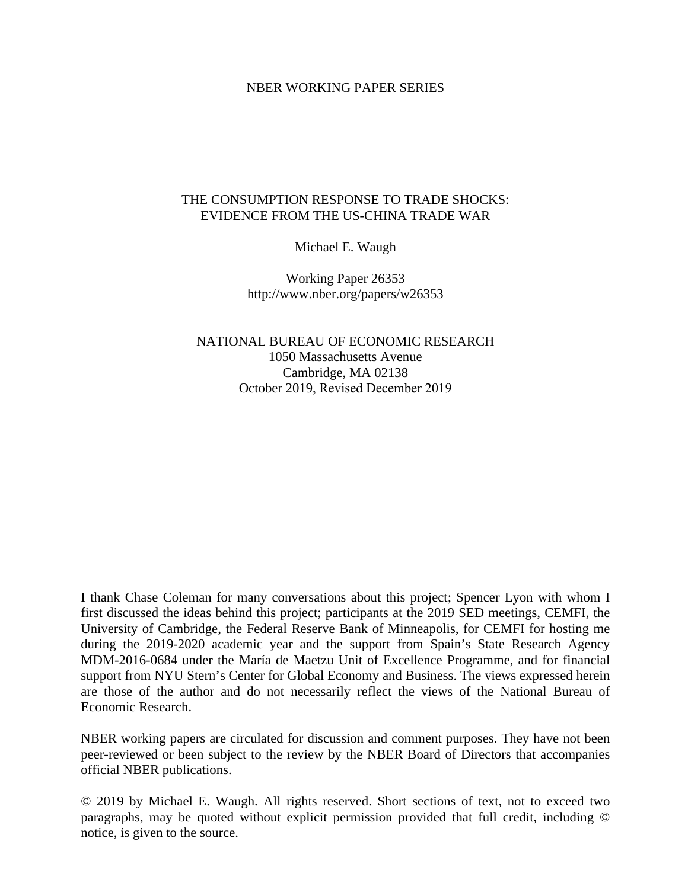NBER WORKING PAPER SERIES

# THE CONSUMPTION RESPONSE TO TRADE SHOCKS: EVIDENCE FROM THE US-CHINA TRADE WAR

Michael E. Waugh

Working Paper 26353
http://www.nber.org/papers/w26353

NATIONAL BUREAU OF ECONOMIC RESEARCH
1050 Massachusetts Avenue
Cambridge, MA 02138
October 2019, Revised December 2019

I thank Chase Coleman for many conversations about this project; Spencer Lyon with whom I first discussed the ideas behind this project; participants at the 2019 SED meetings, CEMFI, the University of Cambridge, the Federal Reserve Bank of Minneapolis, for CEMFI for hosting me during the 2019-2020 academic year and the support from Spain's State Research Agency MDM-2016-0684 under the María de Maetzu Unit of Excellence Programme, and for financial support from NYU Stern's Center for Global Economy and Business. The views expressed herein are those of the author and do not necessarily reflect the views of the National Bureau of Economic Research.

NBER working papers are circulated for discussion and comment purposes. They have not been peer-reviewed or been subject to the review by the NBER Board of Directors that accompanies official NBER publications.

© 2019 by Michael E. Waugh. All rights reserved. Short sections of text, not to exceed two paragraphs, may be quoted without explicit permission provided that full credit, including © notice, is given to the source.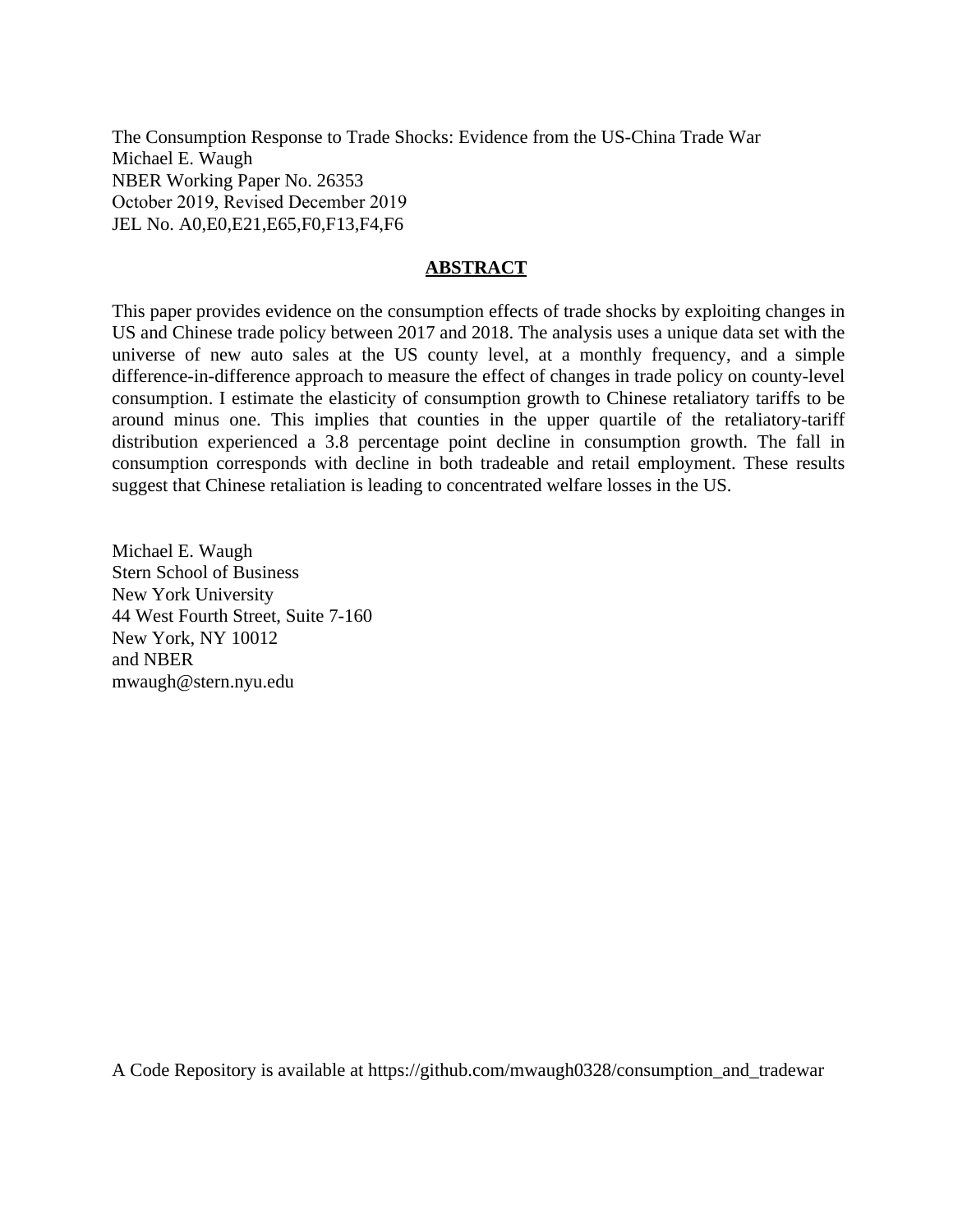The Consumption Response to Trade Shocks: Evidence from the US-China Trade War
Michael E. Waugh
NBER Working Paper No. 26353
October 2019, Revised December 2019
JEL No. A0,E0,E21,E65,F0,F13,F4,F6

## ABSTRACT

This paper provides evidence on the consumption effects of trade shocks by exploiting changes in US and Chinese trade policy between 2017 and 2018. The analysis uses a unique data set with the universe of new auto sales at the US county level, at a monthly frequency, and a simple difference-in-difference approach to measure the effect of changes in trade policy on county-level consumption. I estimate the elasticity of consumption growth to Chinese retaliatory tariffs to be around minus one. This implies that counties in the upper quartile of the retaliatory-tariff distribution experienced a 3.8 percentage point decline in consumption growth. The fall in consumption corresponds with decline in both tradeable and retail employment. These results suggest that Chinese retaliation is leading to concentrated welfare losses in the US.

Michael E. Waugh
Stern School of Business
New York University
44 West Fourth Street, Suite 7-160
New York, NY 10012
and NBER
mwaugh@stern.nyu.edu

A Code Repository is available at https://github.com/mwaugh0328/consumption_and_tradewar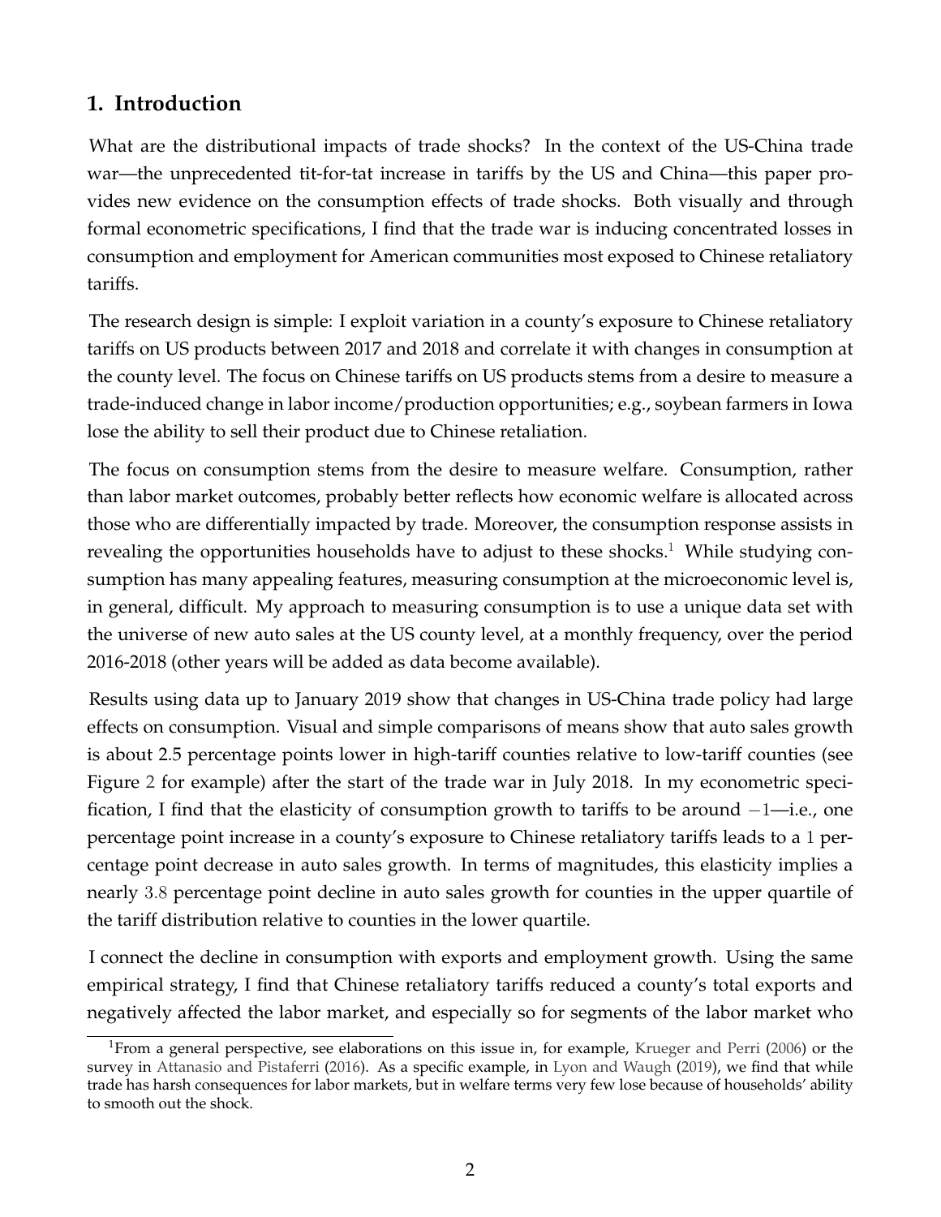## 1. Introduction

What are the distributional impacts of trade shocks? In the context of the US-China trade war—the unprecedented tit-for-tat increase in tariffs by the US and China—this paper provides new evidence on the consumption effects of trade shocks. Both visually and through formal econometric specifications, I find that the trade war is inducing concentrated losses in consumption and employment for American communities most exposed to Chinese retaliatory tariffs.

The research design is simple: I exploit variation in a county's exposure to Chinese retaliatory tariffs on US products between 2017 and 2018 and correlate it with changes in consumption at the county level. The focus on Chinese tariffs on US products stems from a desire to measure a trade-induced change in labor income/production opportunities; e.g., soybean farmers in Iowa lose the ability to sell their product due to Chinese retaliation.

The focus on consumption stems from the desire to measure welfare. Consumption, rather than labor market outcomes, probably better reflects how economic welfare is allocated across those who are differentially impacted by trade. Moreover, the consumption response assists in revealing the opportunities households have to adjust to these shocks.[1] While studying consumption has many appealing features, measuring consumption at the microeconomic level is, in general, difficult. My approach to measuring consumption is to use a unique data set with the universe of new auto sales at the US county level, at a monthly frequency, over the period 2016-2018 (other years will be added as data become available).

Results using data up to January 2019 show that changes in US-China trade policy had large effects on consumption. Visual and simple comparisons of means show that auto sales growth is about 2.5 percentage points lower in high-tariff counties relative to low-tariff counties (see Figure 2 for example) after the start of the trade war in July 2018. In my econometric specification, I find that the elasticity of consumption growth to tariffs to be around $-1$—i.e., one percentage point increase in a county's exposure to Chinese retaliatory tariffs leads to a 1 percentage point decrease in auto sales growth. In terms of magnitudes, this elasticity implies a nearly 3.8 percentage point decline in auto sales growth for counties in the upper quartile of the tariff distribution relative to counties in the lower quartile.

I connect the decline in consumption with exports and employment growth. Using the same empirical strategy, I find that Chinese retaliatory tariffs reduced a county's total exports and negatively affected the labor market, and especially so for segments of the labor market who

[1] From a general perspective, see elaborations on this issue in, for example, Krueger and Perri (2006) or the survey in Attanasio and Pistaferri (2016). As a specific example, in Lyon and Waugh (2019), we find that while trade has harsh consequences for labor markets, but in welfare terms very few lose because of households' ability to smooth out the shock.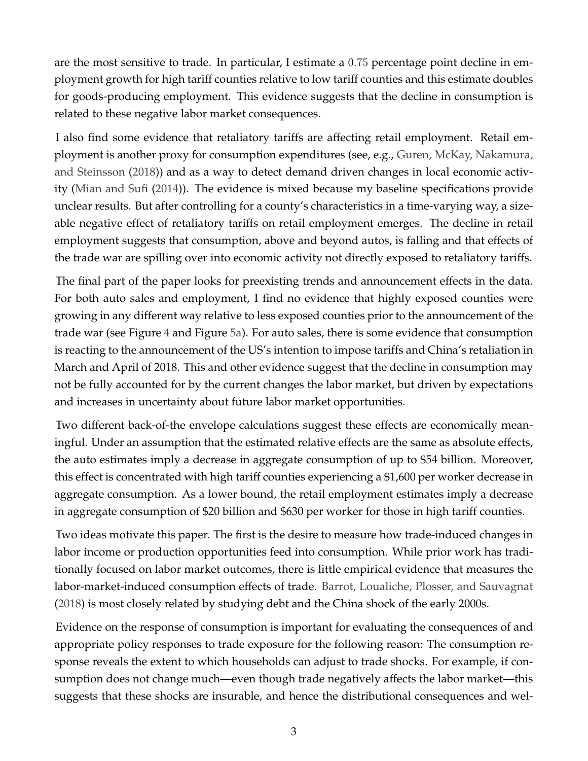are the most sensitive to trade. In particular, I estimate a 0.75 percentage point decline in employment growth for high tariff counties relative to low tariff counties and this estimate doubles for goods-producing employment. This evidence suggests that the decline in consumption is related to these negative labor market consequences.

I also find some evidence that retaliatory tariffs are affecting retail employment. Retail employment is another proxy for consumption expenditures (see, e.g., Guren, McKay, Nakamura, and Steinsson (2018)) and as a way to detect demand driven changes in local economic activity (Mian and Sufi (2014)). The evidence is mixed because my baseline specifications provide unclear results. But after controlling for a county's characteristics in a time-varying way, a sizeable negative effect of retaliatory tariffs on retail employment emerges. The decline in retail employment suggests that consumption, above and beyond autos, is falling and that effects of the trade war are spilling over into economic activity not directly exposed to retaliatory tariffs.

The final part of the paper looks for preexisting trends and announcement effects in the data. For both auto sales and employment, I find no evidence that highly exposed counties were growing in any different way relative to less exposed counties prior to the announcement of the trade war (see Figure 4 and Figure 5a). For auto sales, there is some evidence that consumption is reacting to the announcement of the US's intention to impose tariffs and China's retaliation in March and April of 2018. This and other evidence suggest that the decline in consumption may not be fully accounted for by the current changes the labor market, but driven by expectations and increases in uncertainty about future labor market opportunities.

Two different back-of-the envelope calculations suggest these effects are economically meaningful. Under an assumption that the estimated relative effects are the same as absolute effects, the auto estimates imply a decrease in aggregate consumption of up to $54 billion. Moreover, this effect is concentrated with high tariff counties experiencing a $1,600 per worker decrease in aggregate consumption. As a lower bound, the retail employment estimates imply a decrease in aggregate consumption of $20 billion and $630 per worker for those in high tariff counties.

Two ideas motivate this paper. The first is the desire to measure how trade-induced changes in labor income or production opportunities feed into consumption. While prior work has traditionally focused on labor market outcomes, there is little empirical evidence that measures the labor-market-induced consumption effects of trade. Barrot, Loualiche, Plosser, and Sauvagnat (2018) is most closely related by studying debt and the China shock of the early 2000s.

Evidence on the response of consumption is important for evaluating the consequences of and appropriate policy responses to trade exposure for the following reason: The consumption response reveals the extent to which households can adjust to trade shocks. For example, if consumption does not change much—even though trade negatively affects the labor market—this suggests that these shocks are insurable, and hence the distributional consequences and wel-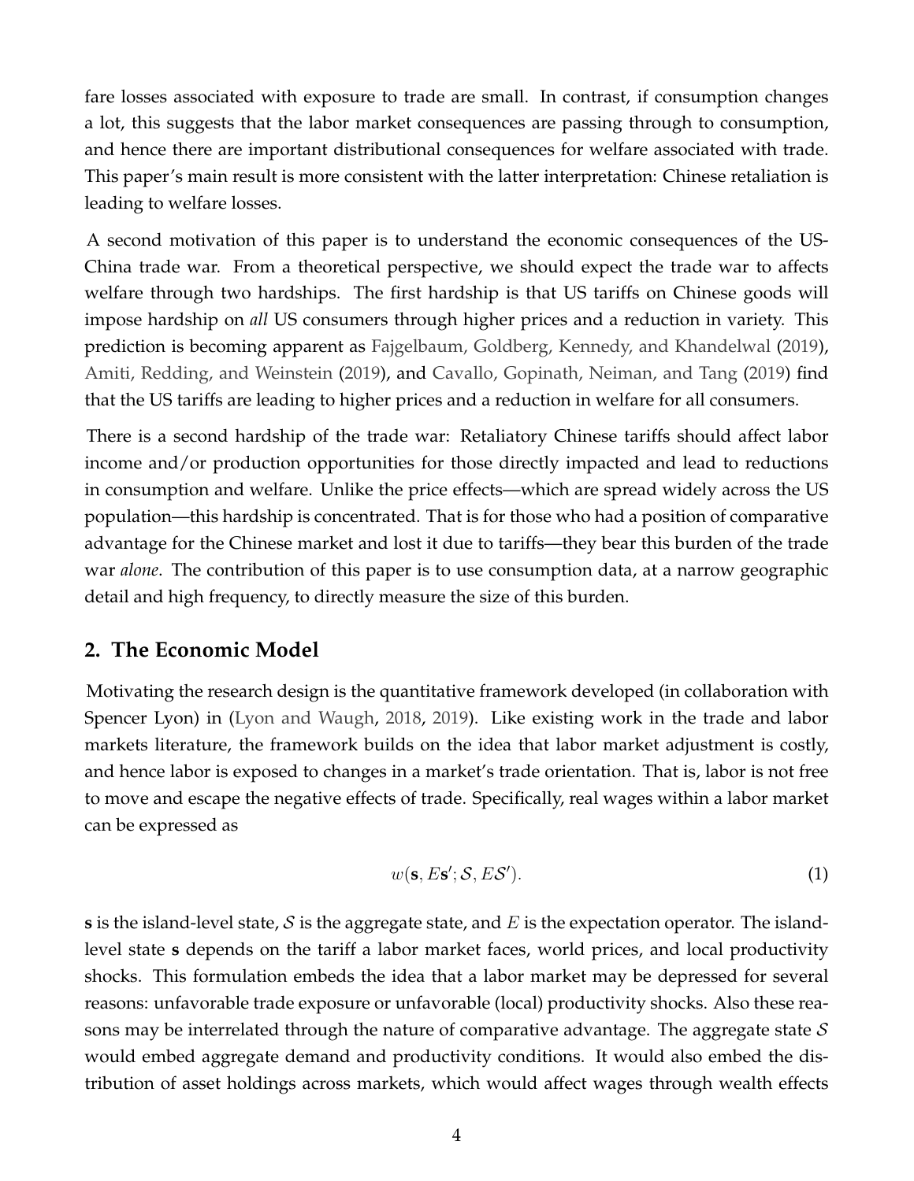fare losses associated with exposure to trade are small. In contrast, if consumption changes a lot, this suggests that the labor market consequences are passing through to consumption, and hence there are important distributional consequences for welfare associated with trade. This paper's main result is more consistent with the latter interpretation: Chinese retaliation is leading to welfare losses.

A second motivation of this paper is to understand the economic consequences of the US-China trade war. From a theoretical perspective, we should expect the trade war to affects welfare through two hardships. The first hardship is that US tariffs on Chinese goods will impose hardship on *all* US consumers through higher prices and a reduction in variety. This prediction is becoming apparent as Fajgelbaum, Goldberg, Kennedy, and Khandelwal (2019), Amiti, Redding, and Weinstein (2019), and Cavallo, Gopinath, Neiman, and Tang (2019) find that the US tariffs are leading to higher prices and a reduction in welfare for all consumers.

There is a second hardship of the trade war: Retaliatory Chinese tariffs should affect labor income and/or production opportunities for those directly impacted and lead to reductions in consumption and welfare. Unlike the price effects—which are spread widely across the US population—this hardship is concentrated. That is for those who had a position of comparative advantage for the Chinese market and lost it due to tariffs—they bear this burden of the trade war *alone*. The contribution of this paper is to use consumption data, at a narrow geographic detail and high frequency, to directly measure the size of this burden.

## 2. The Economic Model

Motivating the research design is the quantitative framework developed (in collaboration with Spencer Lyon) in (Lyon and Waugh, 2018, 2019). Like existing work in the trade and labor markets literature, the framework builds on the idea that labor market adjustment is costly, and hence labor is exposed to changes in a market's trade orientation. That is, labor is not free to move and escape the negative effects of trade. Specifically, real wages within a labor market can be expressed as

$$w(\mathbf{s}, E\mathbf{s}'; \mathcal{S}, E\mathcal{S}'). \tag{1}$$

$\mathbf{s}$ is the island-level state, $\mathcal{S}$ is the aggregate state, and $E$ is the expectation operator. The island-level state $\mathbf{s}$ depends on the tariff a labor market faces, world prices, and local productivity shocks. This formulation embeds the idea that a labor market may be depressed for several reasons: unfavorable trade exposure or unfavorable (local) productivity shocks. Also these reasons may be interrelated through the nature of comparative advantage. The aggregate state $\mathcal{S}$ would embed aggregate demand and productivity conditions. It would also embed the distribution of asset holdings across markets, which would affect wages through wealth effects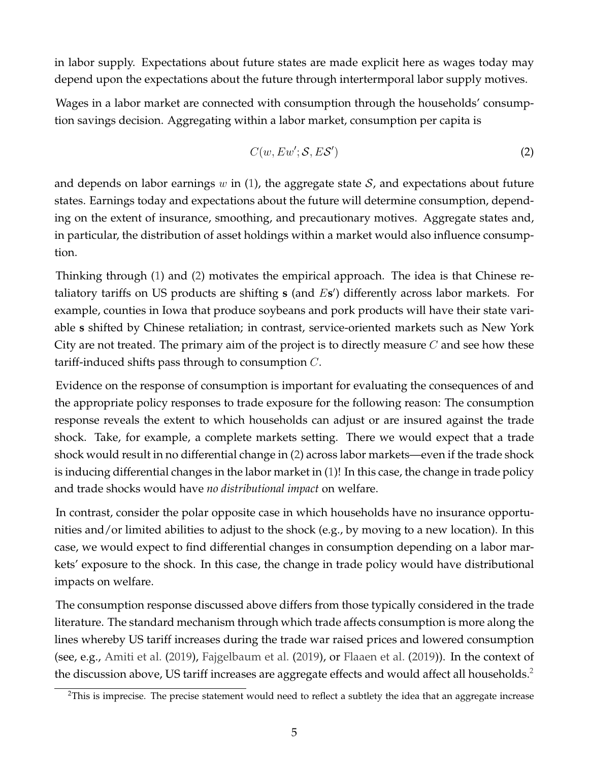in labor supply. Expectations about future states are made explicit here as wages today may depend upon the expectations about the future through intertermporal labor supply motives.

Wages in a labor market are connected with consumption through the households' consumption savings decision. Aggregating within a labor market, consumption per capita is

$$C(w, Ew'; \mathcal{S}, E\mathcal{S}') \tag{2}$$

and depends on labor earnings $w$ in (1), the aggregate state $\mathcal{S}$, and expectations about future states. Earnings today and expectations about the future will determine consumption, depending on the extent of insurance, smoothing, and precautionary motives. Aggregate states and, in particular, the distribution of asset holdings within a market would also influence consumption.

Thinking through (1) and (2) motivates the empirical approach. The idea is that Chinese retaliatory tariffs on US products are shifting $\mathbf{s}$ (and $E\mathbf{s}'$) differently across labor markets. For example, counties in Iowa that produce soybeans and pork products will have their state variable $\mathbf{s}$ shifted by Chinese retaliation; in contrast, service-oriented markets such as New York City are not treated. The primary aim of the project is to directly measure $C$ and see how these tariff-induced shifts pass through to consumption $C$.

Evidence on the response of consumption is important for evaluating the consequences of and the appropriate policy responses to trade exposure for the following reason: The consumption response reveals the extent to which households can adjust or are insured against the trade shock. Take, for example, a complete markets setting. There we would expect that a trade shock would result in no differential change in (2) across labor markets—even if the trade shock is inducing differential changes in the labor market in (1)! In this case, the change in trade policy and trade shocks would have *no distributional impact* on welfare.

In contrast, consider the polar opposite case in which households have no insurance opportunities and/or limited abilities to adjust to the shock (e.g., by moving to a new location). In this case, we would expect to find differential changes in consumption depending on a labor markets' exposure to the shock. In this case, the change in trade policy would have distributional impacts on welfare.

The consumption response discussed above differs from those typically considered in the trade literature. The standard mechanism through which trade affects consumption is more along the lines whereby US tariff increases during the trade war raised prices and lowered consumption (see, e.g., Amiti et al. (2019), Fajgelbaum et al. (2019), or Flaaen et al. (2019)). In the context of the discussion above, US tariff increases are aggregate effects and would affect all households.[2]

[2]This is imprecise. The precise statement would need to reflect a subtlety the idea that an aggregate increase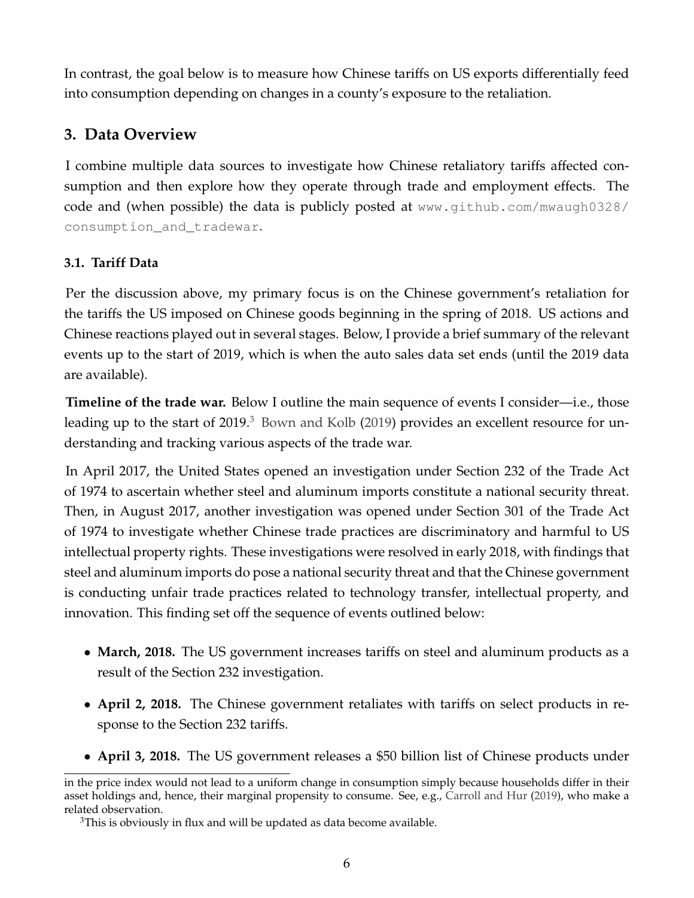In contrast, the goal below is to measure how Chinese tariffs on US exports differentially feed into consumption depending on changes in a county's exposure to the retaliation.

## 3. Data Overview

I combine multiple data sources to investigate how Chinese retaliatory tariffs affected consumption and then explore how they operate through trade and employment effects. The code and (when possible) the data is publicly posted at www.github.com/mwaugh0328/consumption_and_tradewar.

### 3.1. Tariff Data

Per the discussion above, my primary focus is on the Chinese government's retaliation for the tariffs the US imposed on Chinese goods beginning in the spring of 2018. US actions and Chinese reactions played out in several stages. Below, I provide a brief summary of the relevant events up to the start of 2019, which is when the auto sales data set ends (until the 2019 data are available).

**Timeline of the trade war.** Below I outline the main sequence of events I consider—i.e., those leading up to the start of 2019.[3] Bown and Kolb (2019) provides an excellent resource for understanding and tracking various aspects of the trade war.

In April 2017, the United States opened an investigation under Section 232 of the Trade Act of 1974 to ascertain whether steel and aluminum imports constitute a national security threat. Then, in August 2017, another investigation was opened under Section 301 of the Trade Act of 1974 to investigate whether Chinese trade practices are discriminatory and harmful to US intellectual property rights. These investigations were resolved in early 2018, with findings that steel and aluminum imports do pose a national security threat and that the Chinese government is conducting unfair trade practices related to technology transfer, intellectual property, and innovation. This finding set off the sequence of events outlined below:

- **March, 2018.** The US government increases tariffs on steel and aluminum products as a result of the Section 232 investigation.
- **April 2, 2018.** The Chinese government retaliates with tariffs on select products in response to the Section 232 tariffs.
- **April 3, 2018.** The US government releases a $50 billion list of Chinese products under

in the price index would not lead to a uniform change in consumption simply because households differ in their asset holdings and, hence, their marginal propensity to consume. See, e.g., Carroll and Hur (2019), who make a related observation.

[3] This is obviously in flux and will be updated as data become available.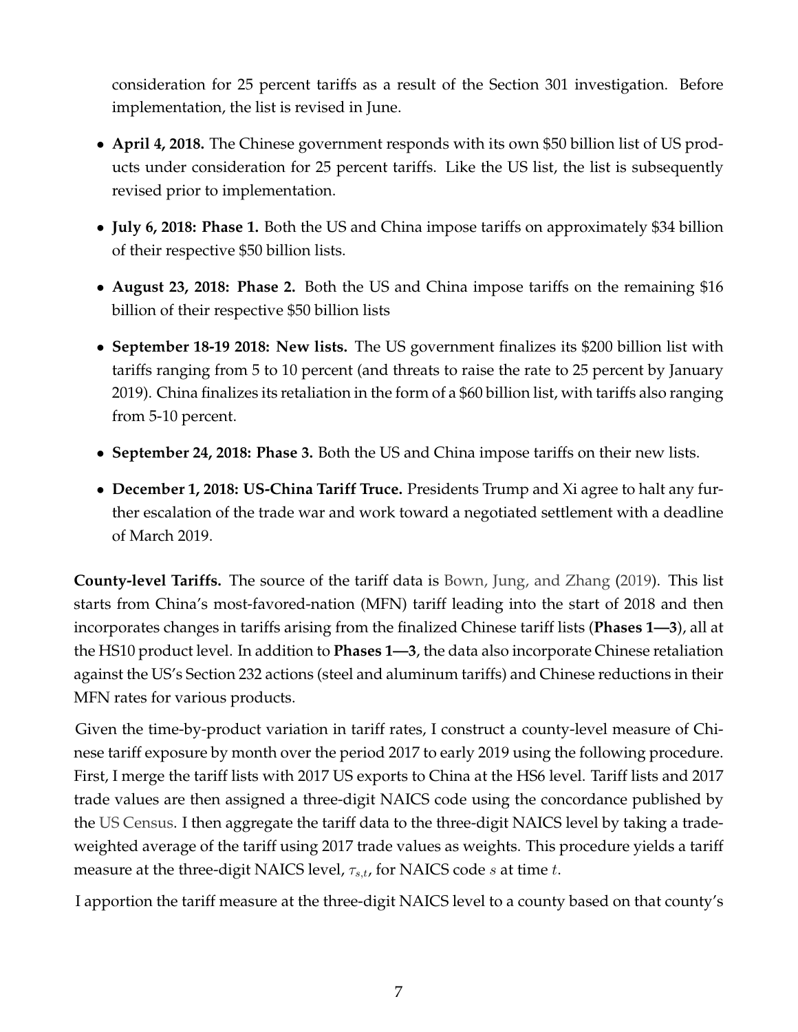consideration for 25 percent tariffs as a result of the Section 301 investigation. Before implementation, the list is revised in June.

- **April 4, 2018.** The Chinese government responds with its own $50 billion list of US products under consideration for 25 percent tariffs. Like the US list, the list is subsequently revised prior to implementation.
- **July 6, 2018: Phase 1.** Both the US and China impose tariffs on approximately $34 billion of their respective $50 billion lists.
- **August 23, 2018: Phase 2.** Both the US and China impose tariffs on the remaining $16 billion of their respective $50 billion lists
- **September 18-19 2018: New lists.** The US government finalizes its $200 billion list with tariffs ranging from 5 to 10 percent (and threats to raise the rate to 25 percent by January 2019). China finalizes its retaliation in the form of a $60 billion list, with tariffs also ranging from 5-10 percent.
- **September 24, 2018: Phase 3.** Both the US and China impose tariffs on their new lists.
- **December 1, 2018: US-China Tariff Truce.** Presidents Trump and Xi agree to halt any further escalation of the trade war and work toward a negotiated settlement with a deadline of March 2019.

**County-level Tariffs.** The source of the tariff data is Bown, Jung, and Zhang (2019). This list starts from China's most-favored-nation (MFN) tariff leading into the start of 2018 and then incorporates changes in tariffs arising from the finalized Chinese tariff lists (**Phases 1—3**), all at the HS10 product level. In addition to **Phases 1—3**, the data also incorporate Chinese retaliation against the US's Section 232 actions (steel and aluminum tariffs) and Chinese reductions in their MFN rates for various products.

Given the time-by-product variation in tariff rates, I construct a county-level measure of Chinese tariff exposure by month over the period 2017 to early 2019 using the following procedure. First, I merge the tariff lists with 2017 US exports to China at the HS6 level. Tariff lists and 2017 trade values are then assigned a three-digit NAICS code using the concordance published by the US Census. I then aggregate the tariff data to the three-digit NAICS level by taking a trade-weighted average of the tariff using 2017 trade values as weights. This procedure yields a tariff measure at the three-digit NAICS level, $\tau_{s,t}$, for NAICS code $s$ at time $t$.

I apportion the tariff measure at the three-digit NAICS level to a county based on that county's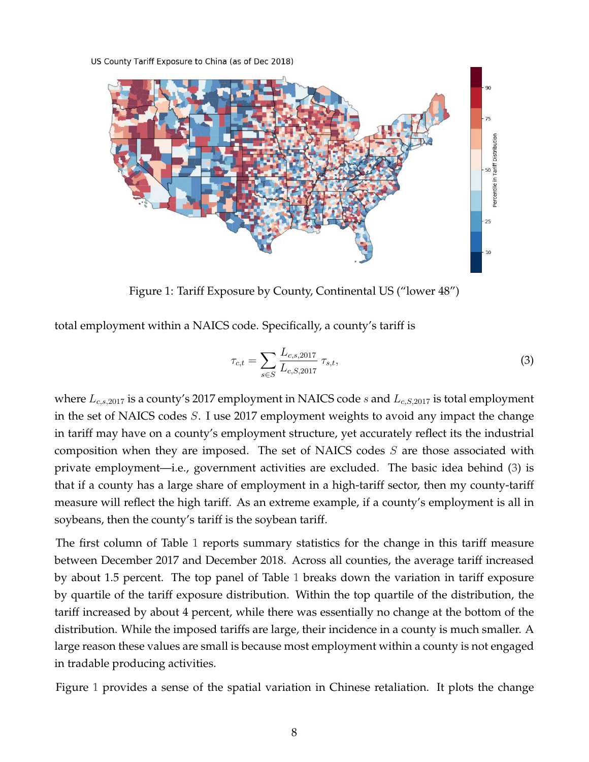US County Tariff Exposure to China (as of Dec 2018)

Figure 1: Tariff Exposure by County, Continental US ("lower 48")

total employment within a NAICS code. Specifically, a county's tariff is

$$\tau_{c,t} = \sum_{s \in S} \frac{L_{c,s,2017}}{L_{c,S,2017}} \tau_{s,t}, \tag{3}$$

where $L_{c,s,2017}$ is a county's 2017 employment in NAICS code $s$ and $L_{c,S,2017}$ is total employment in the set of NAICS codes $S$. I use 2017 employment weights to avoid any impact the change in tariff may have on a county's employment structure, yet accurately reflect its the industrial composition when they are imposed. The set of NAICS codes $S$ are those associated with private employment—i.e., government activities are excluded. The basic idea behind (3) is that if a county has a large share of employment in a high-tariff sector, then my county-tariff measure will reflect the high tariff. As an extreme example, if a county's employment is all in soybeans, then the county's tariff is the soybean tariff.

The first column of Table 1 reports summary statistics for the change in this tariff measure between December 2017 and December 2018. Across all counties, the average tariff increased by about 1.5 percent. The top panel of Table 1 breaks down the variation in tariff exposure by quartile of the tariff exposure distribution. Within the top quartile of the distribution, the tariff increased by about 4 percent, while there was essentially no change at the bottom of the distribution. While the imposed tariffs are large, their incidence in a county is much smaller. A large reason these values are small is because most employment within a county is not engaged in tradable producing activities.

Figure 1 provides a sense of the spatial variation in Chinese retaliation. It plots the change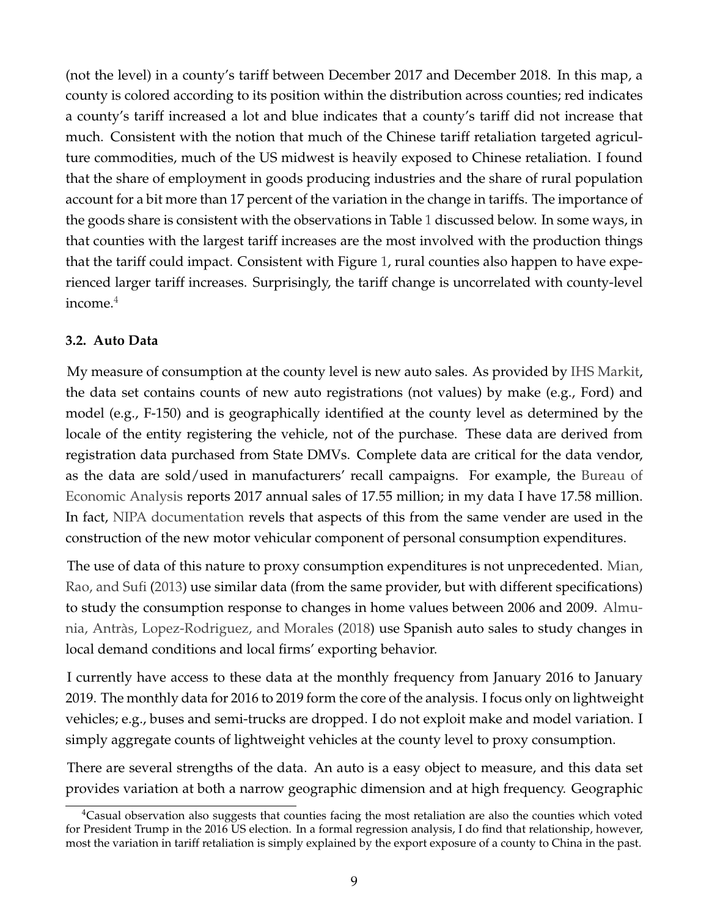(not the level) in a county's tariff between December 2017 and December 2018. In this map, a county is colored according to its position within the distribution across counties; red indicates a county's tariff increased a lot and blue indicates that a county's tariff did not increase that much. Consistent with the notion that much of the Chinese tariff retaliation targeted agriculture commodities, much of the US midwest is heavily exposed to Chinese retaliation. I found that the share of employment in goods producing industries and the share of rural population account for a bit more than 17 percent of the variation in the change in tariffs. The importance of the goods share is consistent with the observations in Table 1 discussed below. In some ways, in that counties with the largest tariff increases are the most involved with the production things that the tariff could impact. Consistent with Figure 1, rural counties also happen to have experienced larger tariff increases. Surprisingly, the tariff change is uncorrelated with county-level income.[4]

### 3.2. Auto Data

My measure of consumption at the county level is new auto sales. As provided by IHS Markit, the data set contains counts of new auto registrations (not values) by make (e.g., Ford) and model (e.g., F-150) and is geographically identified at the county level as determined by the locale of the entity registering the vehicle, not of the purchase. These data are derived from registration data purchased from State DMVs. Complete data are critical for the data vendor, as the data are sold/used in manufacturers' recall campaigns. For example, the Bureau of Economic Analysis reports 2017 annual sales of 17.55 million; in my data I have 17.58 million. In fact, NIPA documentation revels that aspects of this from the same vender are used in the construction of the new motor vehicular component of personal consumption expenditures.

The use of data of this nature to proxy consumption expenditures is not unprecedented. Mian, Rao, and Sufi (2013) use similar data (from the same provider, but with different specifications) to study the consumption response to changes in home values between 2006 and 2009. Almunia, Antràs, Lopez-Rodriguez, and Morales (2018) use Spanish auto sales to study changes in local demand conditions and local firms' exporting behavior.

I currently have access to these data at the monthly frequency from January 2016 to January 2019. The monthly data for 2016 to 2019 form the core of the analysis. I focus only on lightweight vehicles; e.g., buses and semi-trucks are dropped. I do not exploit make and model variation. I simply aggregate counts of lightweight vehicles at the county level to proxy consumption.

There are several strengths of the data. An auto is a easy object to measure, and this data set provides variation at both a narrow geographic dimension and at high frequency. Geographic

[4]Casual observation also suggests that counties facing the most retaliation are also the counties which voted for President Trump in the 2016 US election. In a formal regression analysis, I do find that relationship, however, most the variation in tariff retaliation is simply explained by the export exposure of a county to China in the past.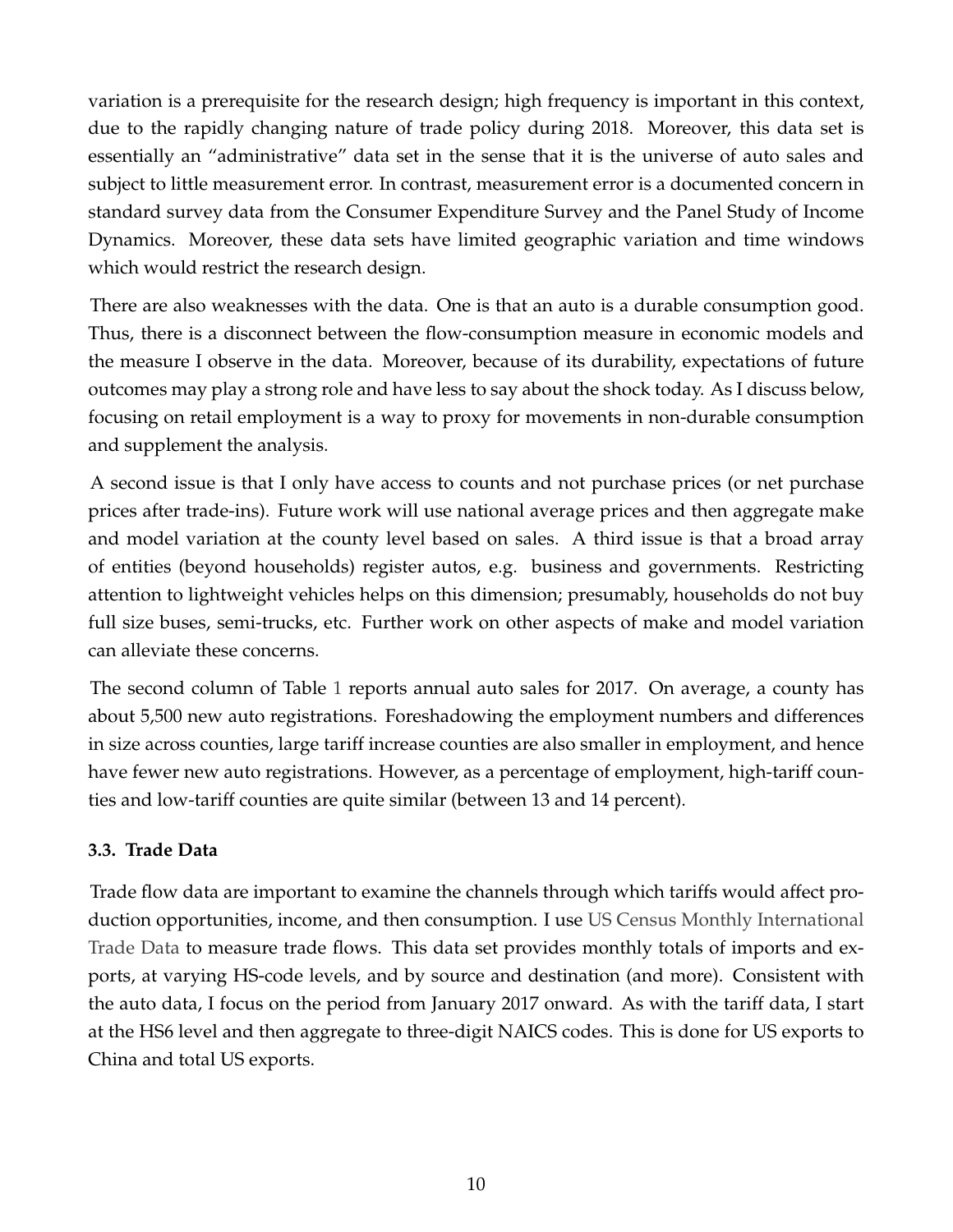variation is a prerequisite for the research design; high frequency is important in this context, due to the rapidly changing nature of trade policy during 2018. Moreover, this data set is essentially an "administrative" data set in the sense that it is the universe of auto sales and subject to little measurement error. In contrast, measurement error is a documented concern in standard survey data from the Consumer Expenditure Survey and the Panel Study of Income Dynamics. Moreover, these data sets have limited geographic variation and time windows which would restrict the research design.

There are also weaknesses with the data. One is that an auto is a durable consumption good. Thus, there is a disconnect between the flow-consumption measure in economic models and the measure I observe in the data. Moreover, because of its durability, expectations of future outcomes may play a strong role and have less to say about the shock today. As I discuss below, focusing on retail employment is a way to proxy for movements in non-durable consumption and supplement the analysis.

A second issue is that I only have access to counts and not purchase prices (or net purchase prices after trade-ins). Future work will use national average prices and then aggregate make and model variation at the county level based on sales. A third issue is that a broad array of entities (beyond households) register autos, e.g. business and governments. Restricting attention to lightweight vehicles helps on this dimension; presumably, households do not buy full size buses, semi-trucks, etc. Further work on other aspects of make and model variation can alleviate these concerns.

The second column of Table 1 reports annual auto sales for 2017. On average, a county has about 5,500 new auto registrations. Foreshadowing the employment numbers and differences in size across counties, large tariff increase counties are also smaller in employment, and hence have fewer new auto registrations. However, as a percentage of employment, high-tariff counties and low-tariff counties are quite similar (between 13 and 14 percent).

### 3.3. Trade Data

Trade flow data are important to examine the channels through which tariffs would affect production opportunities, income, and then consumption. I use US Census Monthly International Trade Data to measure trade flows. This data set provides monthly totals of imports and exports, at varying HS-code levels, and by source and destination (and more). Consistent with the auto data, I focus on the period from January 2017 onward. As with the tariff data, I start at the HS6 level and then aggregate to three-digit NAICS codes. This is done for US exports to China and total US exports.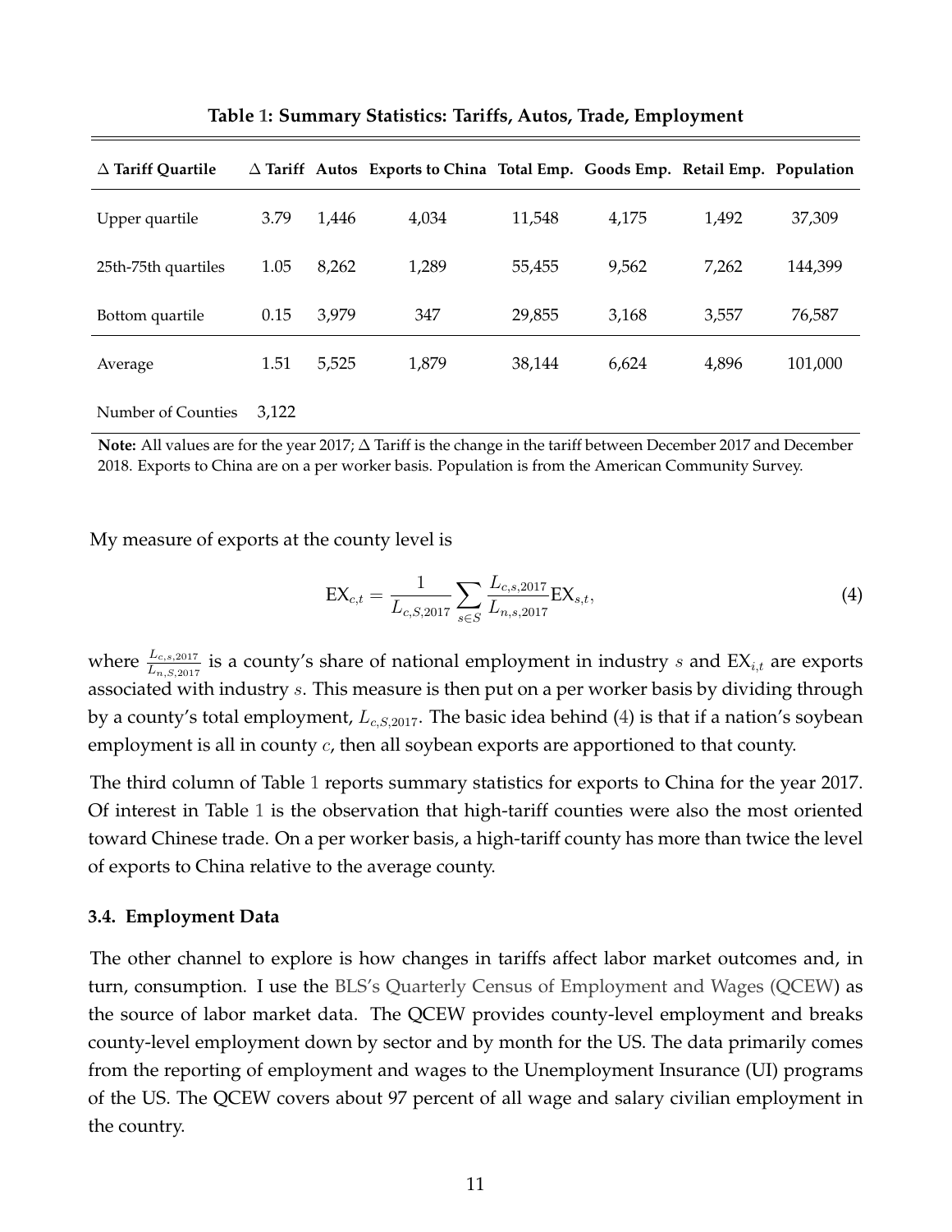**Table 1: Summary Statistics: Tariffs, Autos, Trade, Employment**

| $\Delta$ Tariff Quartile | $\Delta$ Tariff | Autos | Exports to China | Total Emp. | Goods Emp. | Retail Emp. | Population |
|---|---|---|---|---|---|---|---|
| Upper quartile | 3.79 | 1,446 | 4,034 | 11,548 | 4,175 | 1,492 | 37,309 |
| 25th-75th quartiles | 1.05 | 8,262 | 1,289 | 55,455 | 9,562 | 7,262 | 144,399 |
| Bottom quartile | 0.15 | 3,979 | 347 | 29,855 | 3,168 | 3,557 | 76,587 |
| Average | 1.51 | 5,525 | 1,879 | 38,144 | 6,624 | 4,896 | 101,000 |
| Number of Counties | 3,122 | | | | | | |

**Note:** All values are for the year 2017; $\Delta$ Tariff is the change in the tariff between December 2017 and December 2018. Exports to China are on a per worker basis. Population is from the American Community Survey.

My measure of exports at the county level is

$$\text{EX}_{c,t} = \frac{1}{L_{c,S,2017}} \sum_{s \in S} \frac{L_{c,s,2017}}{L_{n,s,2017}} \text{EX}_{s,t}, \tag{4}$$

where $\frac{L_{c,s,2017}}{L_{n,S,2017}}$ is a county's share of national employment in industry $s$ and $\text{EX}_{i,t}$ are exports associated with industry $s$. This measure is then put on a per worker basis by dividing through by a county's total employment, $L_{c,S,2017}$. The basic idea behind (4) is that if a nation's soybean employment is all in county $c$, then all soybean exports are apportioned to that county.

The third column of Table 1 reports summary statistics for exports to China for the year 2017. Of interest in Table 1 is the observation that high-tariff counties were also the most oriented toward Chinese trade. On a per worker basis, a high-tariff county has more than twice the level of exports to China relative to the average county.

### 3.4. Employment Data

The other channel to explore is how changes in tariffs affect labor market outcomes and, in turn, consumption. I use the BLS's Quarterly Census of Employment and Wages (QCEW) as the source of labor market data. The QCEW provides county-level employment and breaks county-level employment down by sector and by month for the US. The data primarily comes from the reporting of employment and wages to the Unemployment Insurance (UI) programs of the US. The QCEW covers about 97 percent of all wage and salary civilian employment in the country.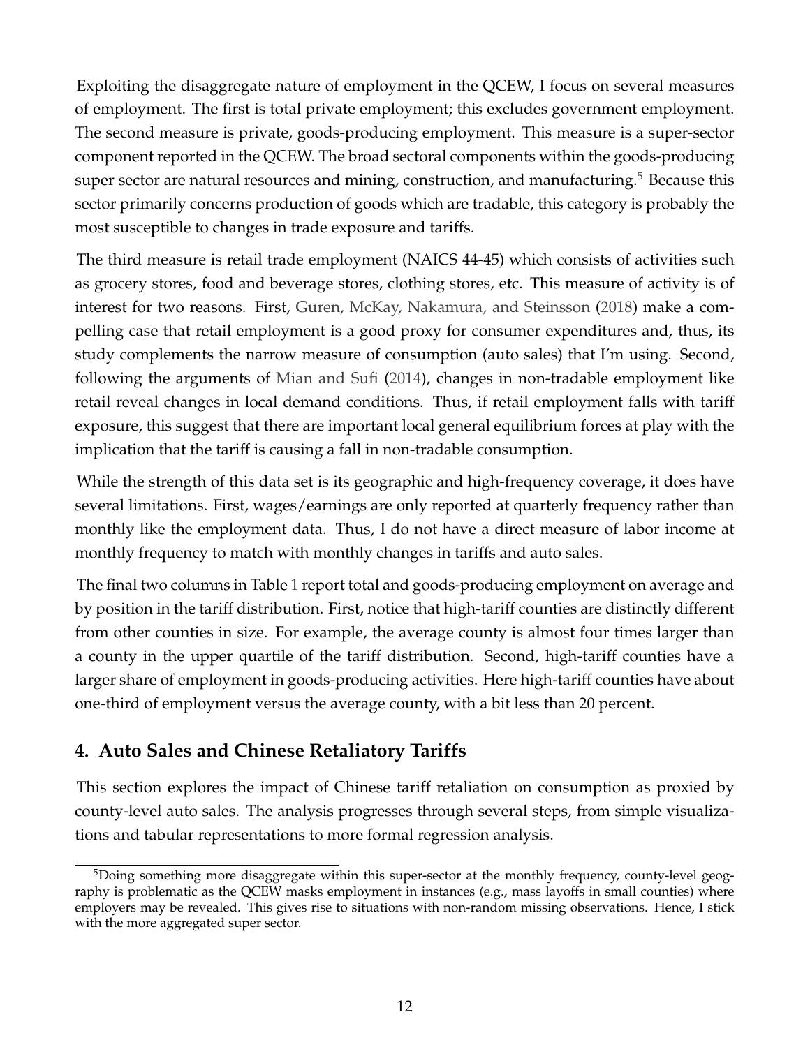Exploiting the disaggregate nature of employment in the QCEW, I focus on several measures of employment. The first is total private employment; this excludes government employment. The second measure is private, goods-producing employment. This measure is a super-sector component reported in the QCEW. The broad sectoral components within the goods-producing super sector are natural resources and mining, construction, and manufacturing.[5] Because this sector primarily concerns production of goods which are tradable, this category is probably the most susceptible to changes in trade exposure and tariffs.

The third measure is retail trade employment (NAICS 44-45) which consists of activities such as grocery stores, food and beverage stores, clothing stores, etc. This measure of activity is of interest for two reasons. First, Guren, McKay, Nakamura, and Steinsson (2018) make a compelling case that retail employment is a good proxy for consumer expenditures and, thus, its study complements the narrow measure of consumption (auto sales) that I'm using. Second, following the arguments of Mian and Sufi (2014), changes in non-tradable employment like retail reveal changes in local demand conditions. Thus, if retail employment falls with tariff exposure, this suggest that there are important local general equilibrium forces at play with the implication that the tariff is causing a fall in non-tradable consumption.

While the strength of this data set is its geographic and high-frequency coverage, it does have several limitations. First, wages/earnings are only reported at quarterly frequency rather than monthly like the employment data. Thus, I do not have a direct measure of labor income at monthly frequency to match with monthly changes in tariffs and auto sales.

The final two columns in Table 1 report total and goods-producing employment on average and by position in the tariff distribution. First, notice that high-tariff counties are distinctly different from other counties in size. For example, the average county is almost four times larger than a county in the upper quartile of the tariff distribution. Second, high-tariff counties have a larger share of employment in goods-producing activities. Here high-tariff counties have about one-third of employment versus the average county, with a bit less than 20 percent.

## 4. Auto Sales and Chinese Retaliatory Tariffs

This section explores the impact of Chinese tariff retaliation on consumption as proxied by county-level auto sales. The analysis progresses through several steps, from simple visualizations and tabular representations to more formal regression analysis.

[5] Doing something more disaggregate within this super-sector at the monthly frequency, county-level geography is problematic as the QCEW masks employment in instances (e.g., mass layoffs in small counties) where employers may be revealed. This gives rise to situations with non-random missing observations. Hence, I stick with the more aggregated super sector.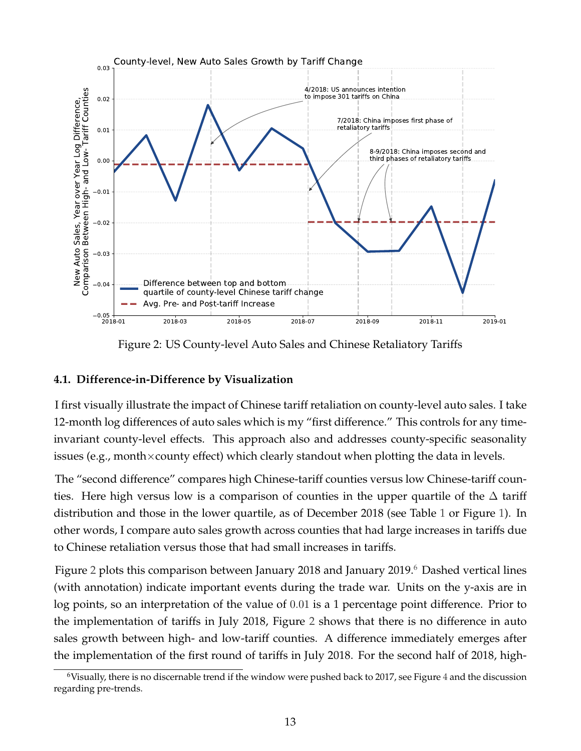Figure 2: US County-level Auto Sales and Chinese Retaliatory Tariffs

### 4.1. Difference-in-Difference by Visualization

I first visually illustrate the impact of Chinese tariff retaliation on county-level auto sales. I take 12-month log differences of auto sales which is my "first difference." This controls for any time-invariant county-level effects. This approach also and addresses county-specific seasonality issues (e.g., month$\times$county effect) which clearly standout when plotting the data in levels.

The "second difference" compares high Chinese-tariff counties versus low Chinese-tariff counties. Here high versus low is a comparison of counties in the upper quartile of the $\Delta$ tariff distribution and those in the lower quartile, as of December 2018 (see Table 1 or Figure 1). In other words, I compare auto sales growth across counties that had large increases in tariffs due to Chinese retaliation versus those that had small increases in tariffs.

Figure 2 plots this comparison between January 2018 and January 2019.[6] Dashed vertical lines (with annotation) indicate important events during the trade war. Units on the y-axis are in log points, so an interpretation of the value of 0.01 is a 1 percentage point difference. Prior to the implementation of tariffs in July 2018, Figure 2 shows that there is no difference in auto sales growth between high- and low-tariff counties. A difference immediately emerges after the implementation of the first round of tariffs in July 2018. For the second half of 2018, high-

[6] Visually, there is no discernable trend if the window were pushed back to 2017, see Figure 4 and the discussion regarding pre-trends.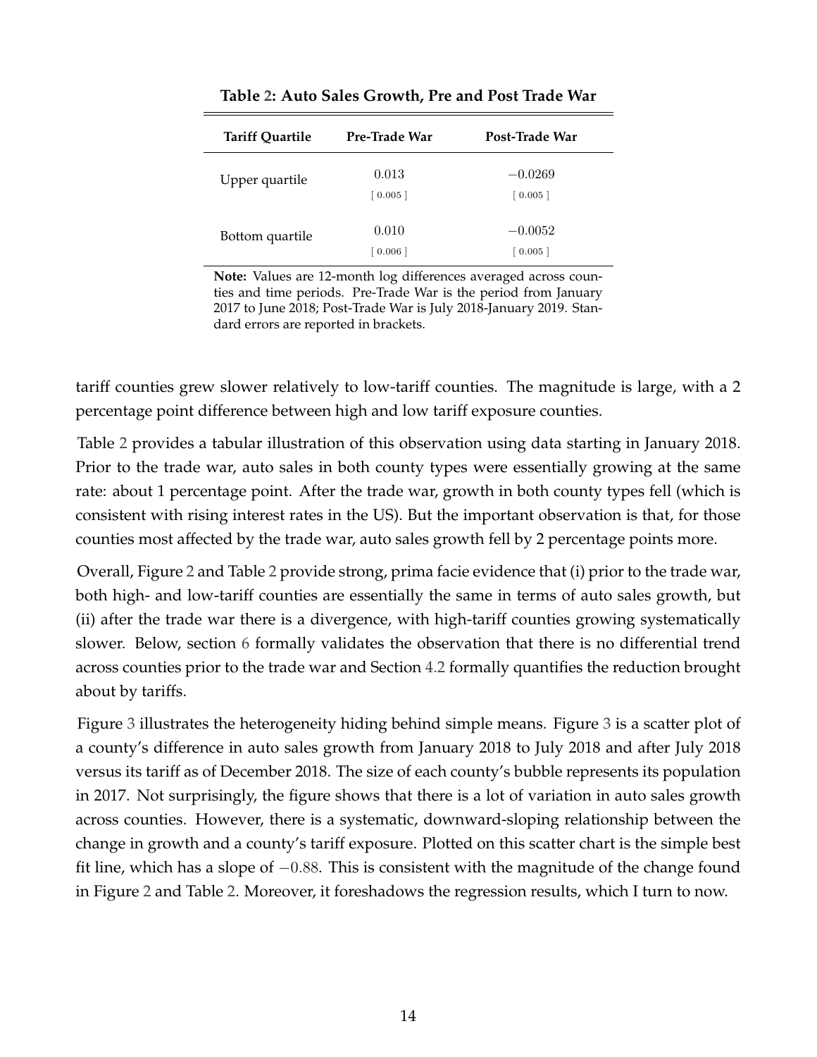**Table 2: Auto Sales Growth, Pre and Post Trade War**

| Tariff Quartile | Pre-Trade War | Post-Trade War |
|---|---|---|
| Upper quartile | 0.013 | $-0.0269$ |
| | [ 0.005 ] | [ 0.005 ] |
| Bottom quartile | 0.010 | $-0.0052$ |
| | [ 0.006 ] | [ 0.005 ] |

**Note:** Values are 12-month log differences averaged across counties and time periods. Pre-Trade War is the period from January 2017 to June 2018; Post-Trade War is July 2018-January 2019. Standard errors are reported in brackets.

tariff counties grew slower relatively to low-tariff counties. The magnitude is large, with a 2 percentage point difference between high and low tariff exposure counties.

Table 2 provides a tabular illustration of this observation using data starting in January 2018. Prior to the trade war, auto sales in both county types were essentially growing at the same rate: about 1 percentage point. After the trade war, growth in both county types fell (which is consistent with rising interest rates in the US). But the important observation is that, for those counties most affected by the trade war, auto sales growth fell by 2 percentage points more.

Overall, Figure 2 and Table 2 provide strong, prima facie evidence that (i) prior to the trade war, both high- and low-tariff counties are essentially the same in terms of auto sales growth, but (ii) after the trade war there is a divergence, with high-tariff counties growing systematically slower. Below, section 6 formally validates the observation that there is no differential trend across counties prior to the trade war and Section 4.2 formally quantifies the reduction brought about by tariffs.

Figure 3 illustrates the heterogeneity hiding behind simple means. Figure 3 is a scatter plot of a county's difference in auto sales growth from January 2018 to July 2018 and after July 2018 versus its tariff as of December 2018. The size of each county's bubble represents its population in 2017. Not surprisingly, the figure shows that there is a lot of variation in auto sales growth across counties. However, there is a systematic, downward-sloping relationship between the change in growth and a county's tariff exposure. Plotted on this scatter chart is the simple best fit line, which has a slope of $-0.88$. This is consistent with the magnitude of the change found in Figure 2 and Table 2. Moreover, it foreshadows the regression results, which I turn to now.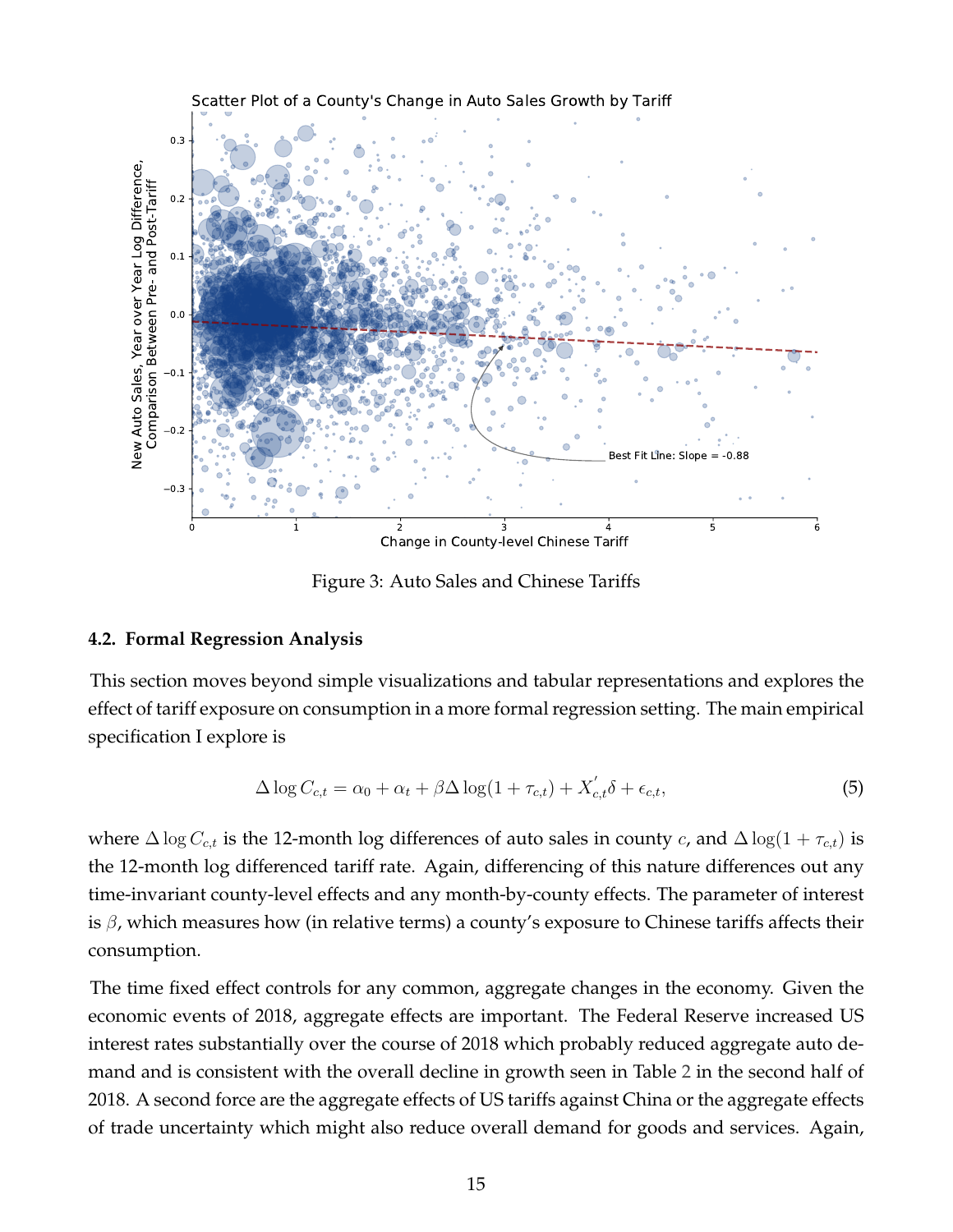Figure 3: Auto Sales and Chinese Tariffs

## 4.2. Formal Regression Analysis

This section moves beyond simple visualizations and tabular representations and explores the effect of tariff exposure on consumption in a more formal regression setting. The main empirical specification I explore is

$$\Delta \log C_{c,t} = \alpha_0 + \alpha_t + \beta \Delta \log(1 + \tau_{c,t}) + X_{c,t}^{'} \delta + \epsilon_{c,t}, \tag{5}$$

where $\Delta \log C_{c,t}$ is the 12-month log differences of auto sales in county $c$, and $\Delta \log(1 + \tau_{c,t})$ is the 12-month log differenced tariff rate. Again, differencing of this nature differences out any time-invariant county-level effects and any month-by-county effects. The parameter of interest is $\beta$, which measures how (in relative terms) a county's exposure to Chinese tariffs affects their consumption.

The time fixed effect controls for any common, aggregate changes in the economy. Given the economic events of 2018, aggregate effects are important. The Federal Reserve increased US interest rates substantially over the course of 2018 which probably reduced aggregate auto demand and is consistent with the overall decline in growth seen in Table 2 in the second half of 2018. A second force are the aggregate effects of US tariffs against China or the aggregate effects of trade uncertainty which might also reduce overall demand for goods and services. Again,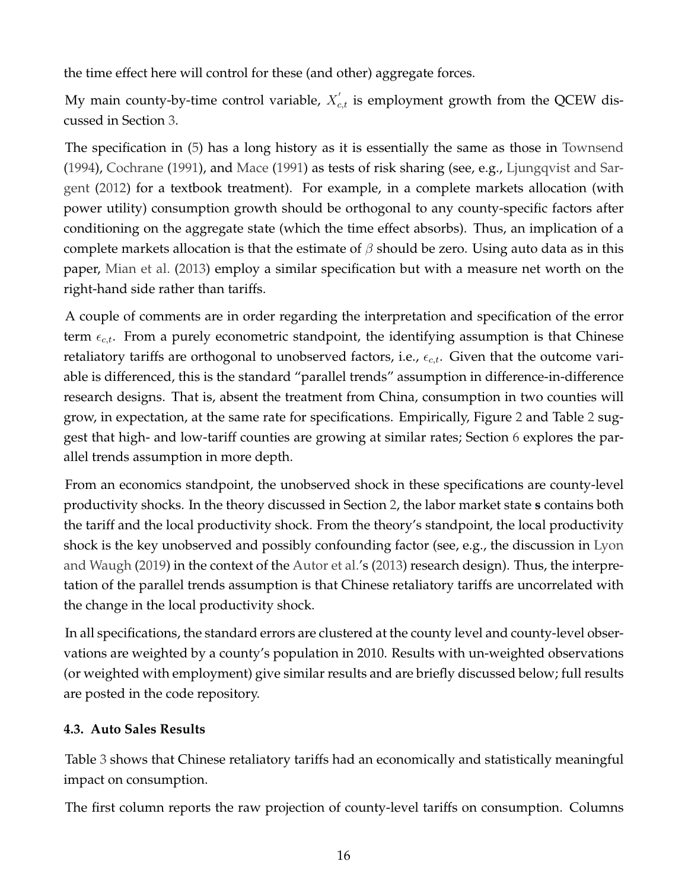the time effect here will control for these (and other) aggregate forces.

My main county-by-time control variable, $X^{'}_{c,t}$ is employment growth from the QCEW discussed in Section 3.

The specification in (5) has a long history as it is essentially the same as those in Townsend (1994), Cochrane (1991), and Mace (1991) as tests of risk sharing (see, e.g., Ljungqvist and Sargent (2012) for a textbook treatment). For example, in a complete markets allocation (with power utility) consumption growth should be orthogonal to any county-specific factors after conditioning on the aggregate state (which the time effect absorbs). Thus, an implication of a complete markets allocation is that the estimate of $\beta$ should be zero. Using auto data as in this paper, Mian et al. (2013) employ a similar specification but with a measure net worth on the right-hand side rather than tariffs.

A couple of comments are in order regarding the interpretation and specification of the error term $\epsilon_{c,t}$. From a purely econometric standpoint, the identifying assumption is that Chinese retaliatory tariffs are orthogonal to unobserved factors, i.e., $\epsilon_{c,t}$. Given that the outcome variable is differenced, this is the standard "parallel trends" assumption in difference-in-difference research designs. That is, absent the treatment from China, consumption in two counties will grow, in expectation, at the same rate for specifications. Empirically, Figure 2 and Table 2 suggest that high- and low-tariff counties are growing at similar rates; Section 6 explores the parallel trends assumption in more depth.

From an economics standpoint, the unobserved shock in these specifications are county-level productivity shocks. In the theory discussed in Section 2, the labor market state **s** contains both the tariff and the local productivity shock. From the theory's standpoint, the local productivity shock is the key unobserved and possibly confounding factor (see, e.g., the discussion in Lyon and Waugh (2019) in the context of the Autor et al.'s (2013) research design). Thus, the interpretation of the parallel trends assumption is that Chinese retaliatory tariffs are uncorrelated with the change in the local productivity shock.

In all specifications, the standard errors are clustered at the county level and county-level observations are weighted by a county's population in 2010. Results with un-weighted observations (or weighted with employment) give similar results and are briefly discussed below; full results are posted in the code repository.

### 4.3. Auto Sales Results

Table 3 shows that Chinese retaliatory tariffs had an economically and statistically meaningful impact on consumption.

The first column reports the raw projection of county-level tariffs on consumption. Columns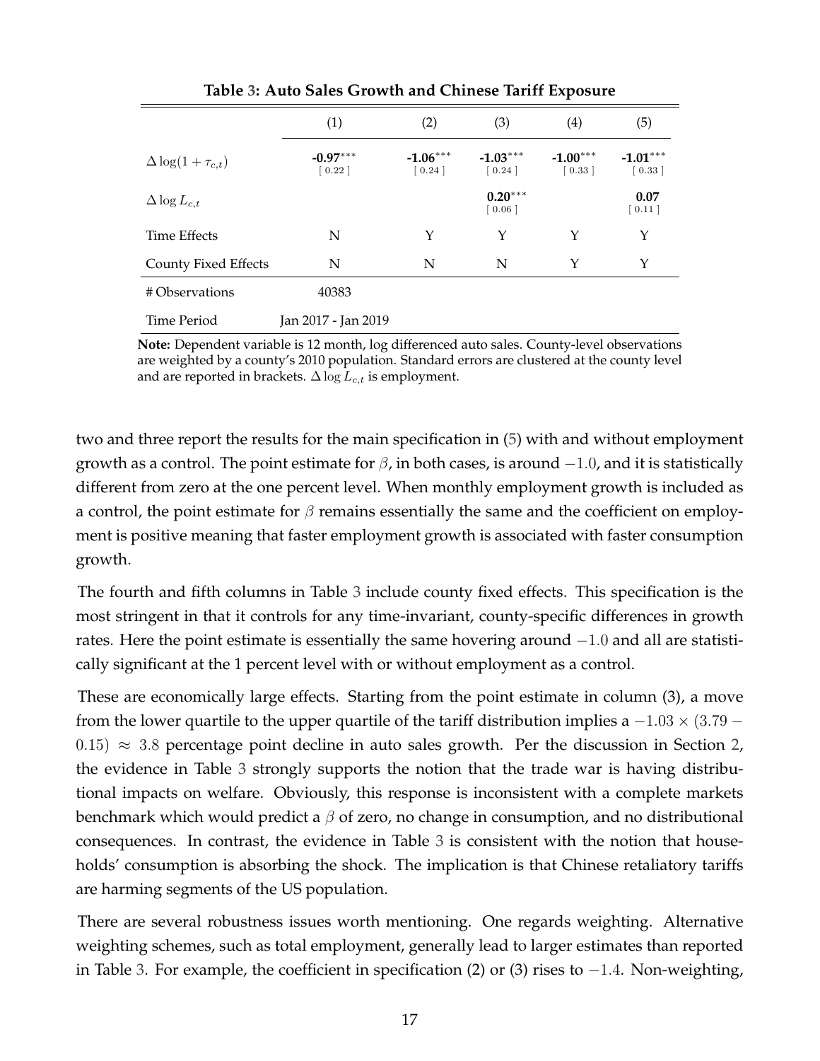**Table 3: Auto Sales Growth and Chinese Tariff Exposure**

| | (1) | (2) | (3) | (4) | (5) |
|---|---|---|---|---|---|
| $\Delta \log(1 + \tau_{c,t})$ | **-0.97**$^{***}$ [ 0.22 ] | **-1.06**$^{***}$ [ 0.24 ] | **-1.03**$^{***}$ [ 0.24 ] | **-1.00**$^{***}$ [ 0.33 ] | **-1.01**$^{***}$ [ 0.33 ] |
| $\Delta \log L_{c,t}$ | | | **0.20**$^{***}$ [ 0.06 ] | | **0.07** [ 0.11 ] |
| Time Effects | N | Y | Y | Y | Y |
| County Fixed Effects | N | N | N | Y | Y |
| # Observations | 40383 | | | | |
| Time Period | Jan 2017 - Jan 2019 | | | | |

**Note:** Dependent variable is 12 month, log differenced auto sales. County-level observations are weighted by a county's 2010 population. Standard errors are clustered at the county level and are reported in brackets. $\Delta \log L_{c,t}$ is employment.

two and three report the results for the main specification in (5) with and without employment growth as a control. The point estimate for $\beta$, in both cases, is around $-1.0$, and it is statistically different from zero at the one percent level. When monthly employment growth is included as a control, the point estimate for $\beta$ remains essentially the same and the coefficient on employment is positive meaning that faster employment growth is associated with faster consumption growth.

The fourth and fifth columns in Table 3 include county fixed effects. This specification is the most stringent in that it controls for any time-invariant, county-specific differences in growth rates. Here the point estimate is essentially the same hovering around $-1.0$ and all are statistically significant at the 1 percent level with or without employment as a control.

These are economically large effects. Starting from the point estimate in column (3), a move from the lower quartile to the upper quartile of the tariff distribution implies a $-1.03 \times (3.79 - 0.15) \approx 3.8$ percentage point decline in auto sales growth. Per the discussion in Section 2, the evidence in Table 3 strongly supports the notion that the trade war is having distributional impacts on welfare. Obviously, this response is inconsistent with a complete markets benchmark which would predict a $\beta$ of zero, no change in consumption, and no distributional consequences. In contrast, the evidence in Table 3 is consistent with the notion that households' consumption is absorbing the shock. The implication is that Chinese retaliatory tariffs are harming segments of the US population.

There are several robustness issues worth mentioning. One regards weighting. Alternative weighting schemes, such as total employment, generally lead to larger estimates than reported in Table 3. For example, the coefficient in specification (2) or (3) rises to $-1.4$. Non-weighting,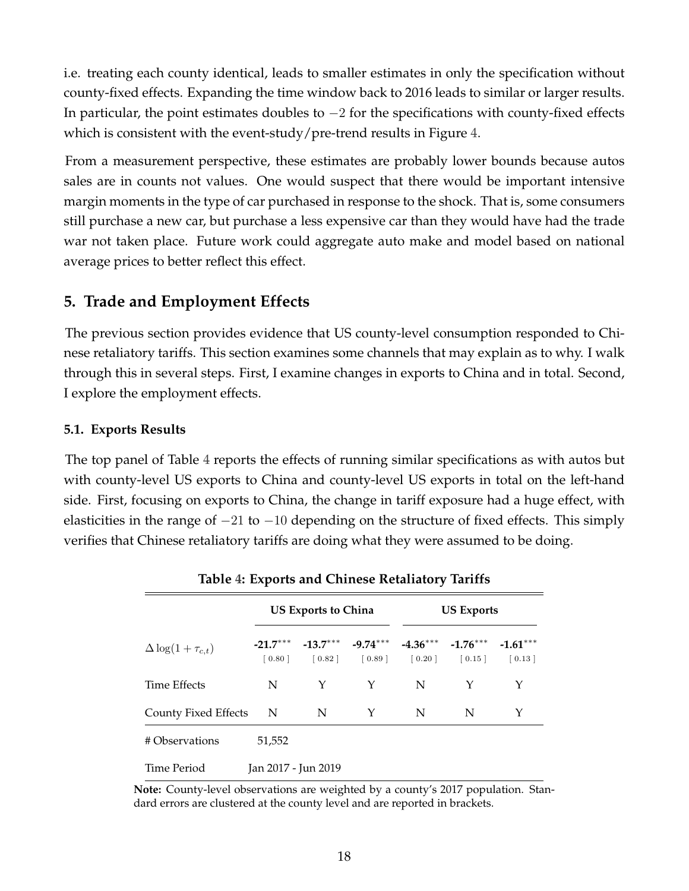i.e. treating each county identical, leads to smaller estimates in only the specification without county-fixed effects. Expanding the time window back to 2016 leads to similar or larger results. In particular, the point estimates doubles to $-2$ for the specifications with county-fixed effects which is consistent with the event-study/pre-trend results in Figure 4.

From a measurement perspective, these estimates are probably lower bounds because autos sales are in counts not values. One would suspect that there would be important intensive margin moments in the type of car purchased in response to the shock. That is, some consumers still purchase a new car, but purchase a less expensive car than they would have had the trade war not taken place. Future work could aggregate auto make and model based on national average prices to better reflect this effect.

## 5. Trade and Employment Effects

The previous section provides evidence that US county-level consumption responded to Chinese retaliatory tariffs. This section examines some channels that may explain as to why. I walk through this in several steps. First, I examine changes in exports to China and in total. Second, I explore the employment effects.

### 5.1. Exports Results

The top panel of Table 4 reports the effects of running similar specifications as with autos but with county-level US exports to China and county-level US exports in total on the left-hand side. First, focusing on exports to China, the change in tariff exposure had a huge effect, with elasticities in the range of $-21$ to $-10$ depending on the structure of fixed effects. This simply verifies that Chinese retaliatory tariffs are doing what they were assumed to be doing.

**Table 4: Exports and Chinese Retaliatory Tariffs**

| | US Exports to China | | | US Exports | | |
|---|---|---|---|---|---|---|
| $\Delta \log(1 + \tau_{c,t})$ | **-21.7**$^{***}$ | **-13.7**$^{***}$ | **-9.74**$^{***}$ | **-4.36**$^{***}$ | **-1.76**$^{***}$ | **-1.61**$^{***}$ |
| | [ 0.80 ] | [ 0.82 ] | [ 0.89 ] | [ 0.20 ] | [ 0.15 ] | [ 0.13 ] |
| Time Effects | N | Y | Y | N | Y | Y |
| County Fixed Effects | N | N | Y | N | N | Y |
| # Observations | 51,552 | | | | | |
| Time Period | Jan 2017 - Jun 2019 | | | | | |

**Note:** County-level observations are weighted by a county's 2017 population. Standard errors are clustered at the county level and are reported in brackets.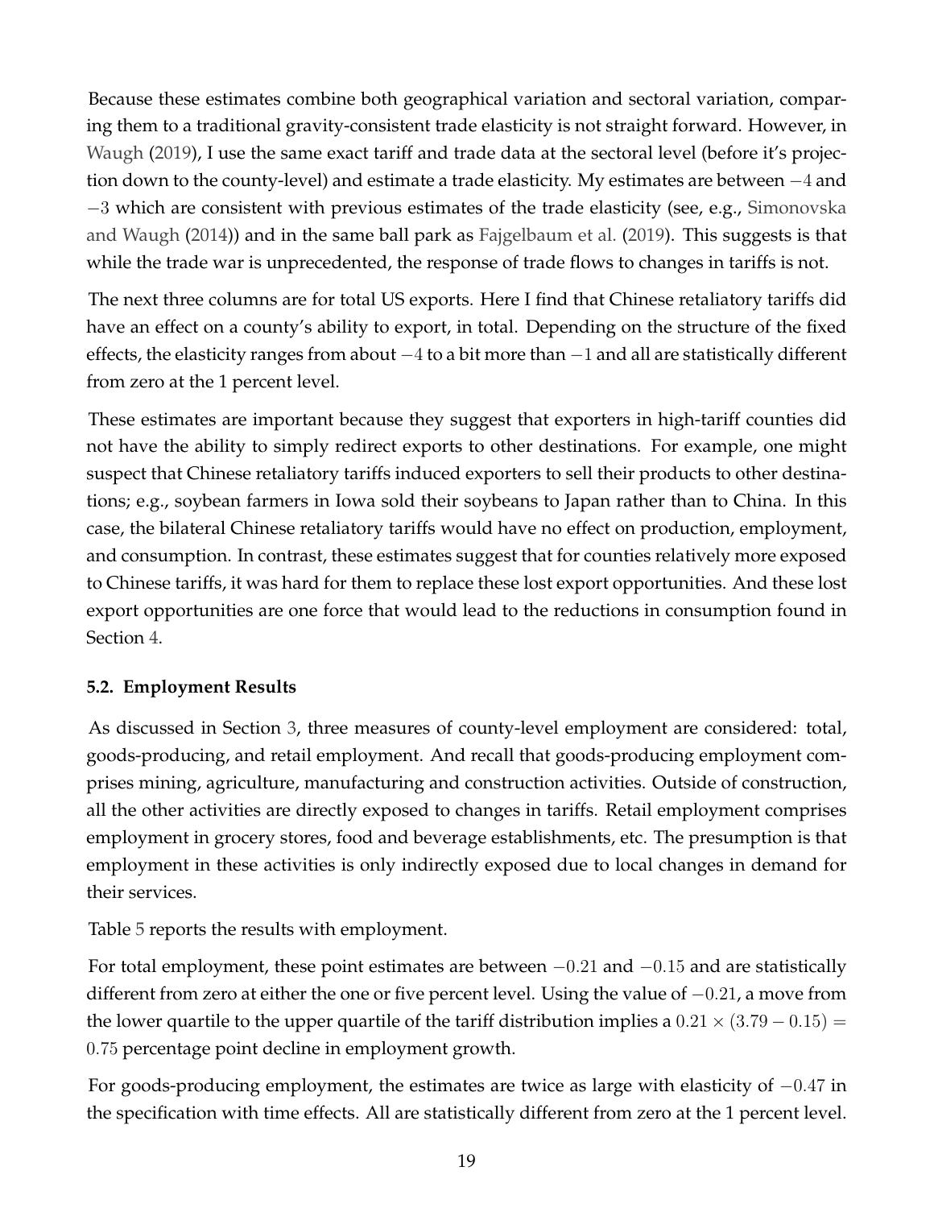Because these estimates combine both geographical variation and sectoral variation, comparing them to a traditional gravity-consistent trade elasticity is not straight forward. However, in Waugh (2019), I use the same exact tariff and trade data at the sectoral level (before it's projection down to the county-level) and estimate a trade elasticity. My estimates are between $-4$ and $-3$ which are consistent with previous estimates of the trade elasticity (see, e.g., Simonovska and Waugh (2014)) and in the same ball park as Fajgelbaum et al. (2019). This suggests is that while the trade war is unprecedented, the response of trade flows to changes in tariffs is not.

The next three columns are for total US exports. Here I find that Chinese retaliatory tariffs did have an effect on a county's ability to export, in total. Depending on the structure of the fixed effects, the elasticity ranges from about $-4$ to a bit more than $-1$ and all are statistically different from zero at the 1 percent level.

These estimates are important because they suggest that exporters in high-tariff counties did not have the ability to simply redirect exports to other destinations. For example, one might suspect that Chinese retaliatory tariffs induced exporters to sell their products to other destinations; e.g., soybean farmers in Iowa sold their soybeans to Japan rather than to China. In this case, the bilateral Chinese retaliatory tariffs would have no effect on production, employment, and consumption. In contrast, these estimates suggest that for counties relatively more exposed to Chinese tariffs, it was hard for them to replace these lost export opportunities. And these lost export opportunities are one force that would lead to the reductions in consumption found in Section 4.

### 5.2. Employment Results

As discussed in Section 3, three measures of county-level employment are considered: total, goods-producing, and retail employment. And recall that goods-producing employment comprises mining, agriculture, manufacturing and construction activities. Outside of construction, all the other activities are directly exposed to changes in tariffs. Retail employment comprises employment in grocery stores, food and beverage establishments, etc. The presumption is that employment in these activities is only indirectly exposed due to local changes in demand for their services.

Table 5 reports the results with employment.

For total employment, these point estimates are between $-0.21$ and $-0.15$ and are statistically different from zero at either the one or five percent level. Using the value of $-0.21$, a move from the lower quartile to the upper quartile of the tariff distribution implies a $0.21 \times (3.79 - 0.15) = 0.75$ percentage point decline in employment growth.

For goods-producing employment, the estimates are twice as large with elasticity of $-0.47$ in the specification with time effects. All are statistically different from zero at the 1 percent level.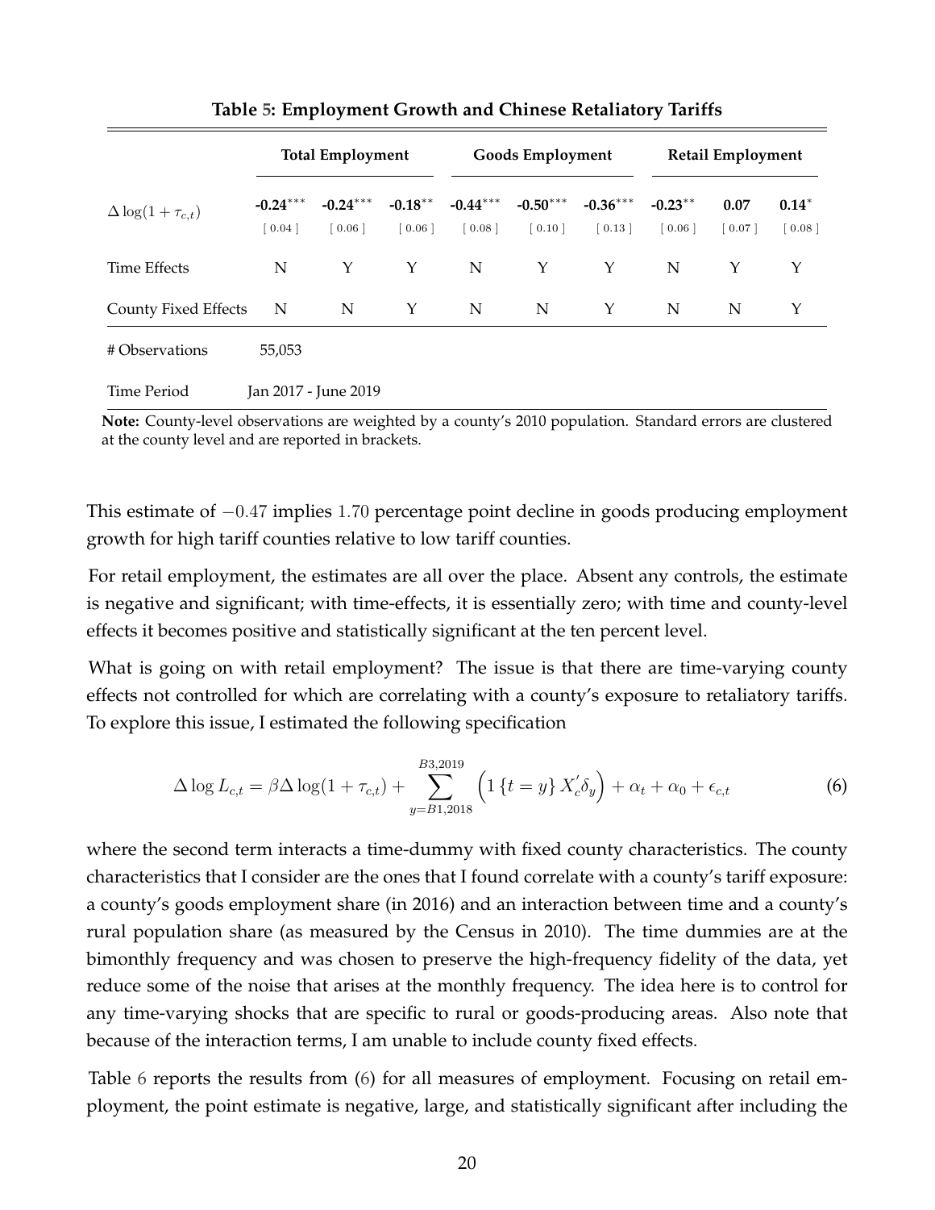**Table 5: Employment Growth and Chinese Retaliatory Tariffs**

| | Total Employment | | | Goods Employment | | | Retail Employment | | |
|---|---|---|---|---|---|---|---|---|---|
| $\Delta \log(1+\tau_{c,t})$ | **-0.24**$^{***}$ | **-0.24**$^{***}$ | **-0.18**$^{**}$ | **-0.44**$^{***}$ | **-0.50**$^{***}$ | **-0.36**$^{***}$ | **-0.23**$^{**}$ | **0.07** | **0.14**$^{*}$ |
| | [ 0.04 ] | [ 0.06 ] | [ 0.06 ] | [ 0.08 ] | [ 0.10 ] | [ 0.13 ] | [ 0.06 ] | [ 0.07 ] | [ 0.08 ] |
| Time Effects | N | Y | Y | N | Y | Y | N | Y | Y |
| County Fixed Effects | N | N | Y | N | N | Y | N | N | Y |
| # Observations | 55,053 | | | | | | | | |
| Time Period | Jan 2017 - June 2019 | | | | | | | | |

**Note:** County-level observations are weighted by a county's 2010 population. Standard errors are clustered at the county level and are reported in brackets.

This estimate of $-0.47$ implies $1.70$ percentage point decline in goods producing employment growth for high tariff counties relative to low tariff counties.

For retail employment, the estimates are all over the place. Absent any controls, the estimate is negative and significant; with time-effects, it is essentially zero; with time and county-level effects it becomes positive and statistically significant at the ten percent level.

What is going on with retail employment? The issue is that there are time-varying county effects not controlled for which are correlating with a county's exposure to retaliatory tariffs. To explore this issue, I estimated the following specification

$$\Delta \log L_{c,t} = \beta \Delta \log(1+\tau_{c,t}) + \sum_{y=B1,2018}^{B3,2019} \left( 1\left\{t = y\right\} X_c^{'} \delta_y \right) + \alpha_t + \alpha_0 + \epsilon_{c,t} \tag{6}$$

where the second term interacts a time-dummy with fixed county characteristics. The county characteristics that I consider are the ones that I found correlate with a county's tariff exposure: a county's goods employment share (in 2016) and an interaction between time and a county's rural population share (as measured by the Census in 2010). The time dummies are at the bimonthly frequency and was chosen to preserve the high-frequency fidelity of the data, yet reduce some of the noise that arises at the monthly frequency. The idea here is to control for any time-varying shocks that are specific to rural or goods-producing areas. Also note that because of the interaction terms, I am unable to include county fixed effects.

Table 6 reports the results from (6) for all measures of employment. Focusing on retail employment, the point estimate is negative, large, and statistically significant after including the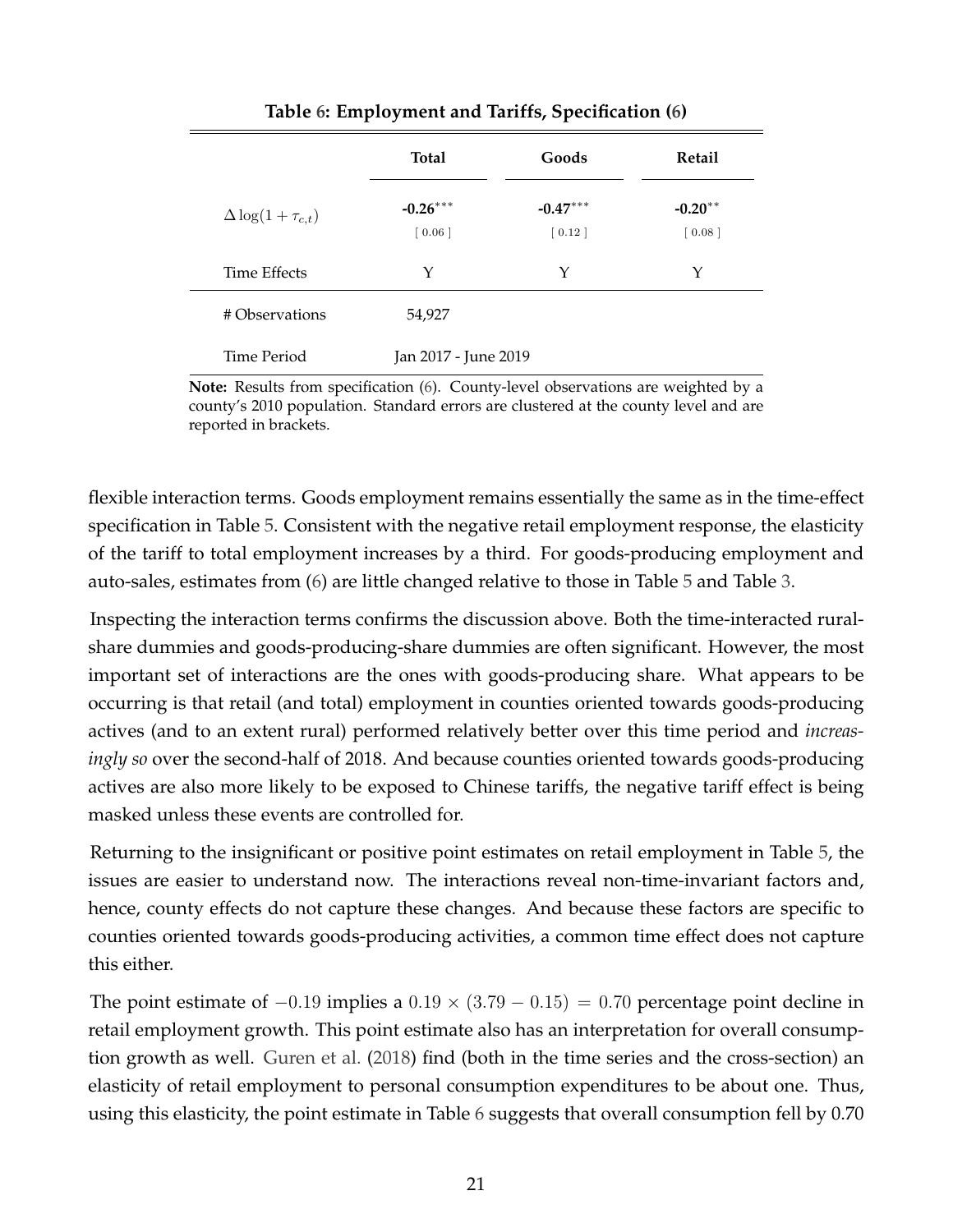**Table 6: Employment and Tariffs, Specification (6)**

| | Total | Goods | Retail |
|---|---|---|---|
| $\Delta \log(1+\tau_{c,t})$ | **-0.26**$^{***}$ | **-0.47**$^{***}$ | **-0.20**$^{**}$ |
| | [ 0.06 ] | [ 0.12 ] | [ 0.08 ] |
| Time Effects | Y | Y | Y |
| # Observations | 54,927 | | |
| Time Period | Jan 2017 - June 2019 | | |

**Note:** Results from specification (6). County-level observations are weighted by a county's 2010 population. Standard errors are clustered at the county level and are reported in brackets.

flexible interaction terms. Goods employment remains essentially the same as in the time-effect specification in Table 5. Consistent with the negative retail employment response, the elasticity of the tariff to total employment increases by a third. For goods-producing employment and auto-sales, estimates from (6) are little changed relative to those in Table 5 and Table 3.

Inspecting the interaction terms confirms the discussion above. Both the time-interacted rural-share dummies and goods-producing-share dummies are often significant. However, the most important set of interactions are the ones with goods-producing share. What appears to be occurring is that retail (and total) employment in counties oriented towards goods-producing actives (and to an extent rural) performed relatively better over this time period and *increasingly so* over the second-half of 2018. And because counties oriented towards goods-producing actives are also more likely to be exposed to Chinese tariffs, the negative tariff effect is being masked unless these events are controlled for.

Returning to the insignificant or positive point estimates on retail employment in Table 5, the issues are easier to understand now. The interactions reveal non-time-invariant factors and, hence, county effects do not capture these changes. And because these factors are specific to counties oriented towards goods-producing activities, a common time effect does not capture this either.

The point estimate of $-0.19$ implies a $0.19 \times (3.79 - 0.15) = 0.70$ percentage point decline in retail employment growth. This point estimate also has an interpretation for overall consumption growth as well. Guren et al. (2018) find (both in the time series and the cross-section) an elasticity of retail employment to personal consumption expenditures to be about one. Thus, using this elasticity, the point estimate in Table 6 suggests that overall consumption fell by 0.70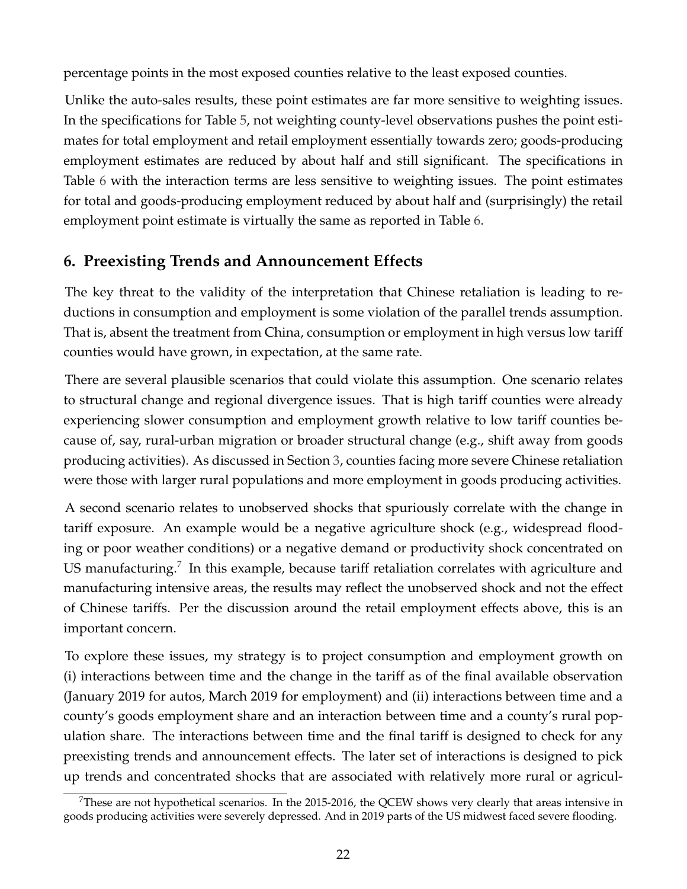percentage points in the most exposed counties relative to the least exposed counties.

Unlike the auto-sales results, these point estimates are far more sensitive to weighting issues. In the specifications for Table 5, not weighting county-level observations pushes the point estimates for total employment and retail employment essentially towards zero; goods-producing employment estimates are reduced by about half and still significant. The specifications in Table 6 with the interaction terms are less sensitive to weighting issues. The point estimates for total and goods-producing employment reduced by about half and (surprisingly) the retail employment point estimate is virtually the same as reported in Table 6.

## 6. Preexisting Trends and Announcement Effects

The key threat to the validity of the interpretation that Chinese retaliation is leading to reductions in consumption and employment is some violation of the parallel trends assumption. That is, absent the treatment from China, consumption or employment in high versus low tariff counties would have grown, in expectation, at the same rate.

There are several plausible scenarios that could violate this assumption. One scenario relates to structural change and regional divergence issues. That is high tariff counties were already experiencing slower consumption and employment growth relative to low tariff counties because of, say, rural-urban migration or broader structural change (e.g., shift away from goods producing activities). As discussed in Section 3, counties facing more severe Chinese retaliation were those with larger rural populations and more employment in goods producing activities.

A second scenario relates to unobserved shocks that spuriously correlate with the change in tariff exposure. An example would be a negative agriculture shock (e.g., widespread flooding or poor weather conditions) or a negative demand or productivity shock concentrated on US manufacturing.[7] In this example, because tariff retaliation correlates with agriculture and manufacturing intensive areas, the results may reflect the unobserved shock and not the effect of Chinese tariffs. Per the discussion around the retail employment effects above, this is an important concern.

To explore these issues, my strategy is to project consumption and employment growth on (i) interactions between time and the change in the tariff as of the final available observation (January 2019 for autos, March 2019 for employment) and (ii) interactions between time and a county's goods employment share and an interaction between time and a county's rural population share. The interactions between time and the final tariff is designed to check for any preexisting trends and announcement effects. The later set of interactions is designed to pick up trends and concentrated shocks that are associated with relatively more rural or agricul-

[7] These are not hypothetical scenarios. In the 2015-2016, the QCEW shows very clearly that areas intensive in goods producing activities were severely depressed. And in 2019 parts of the US midwest faced severe flooding.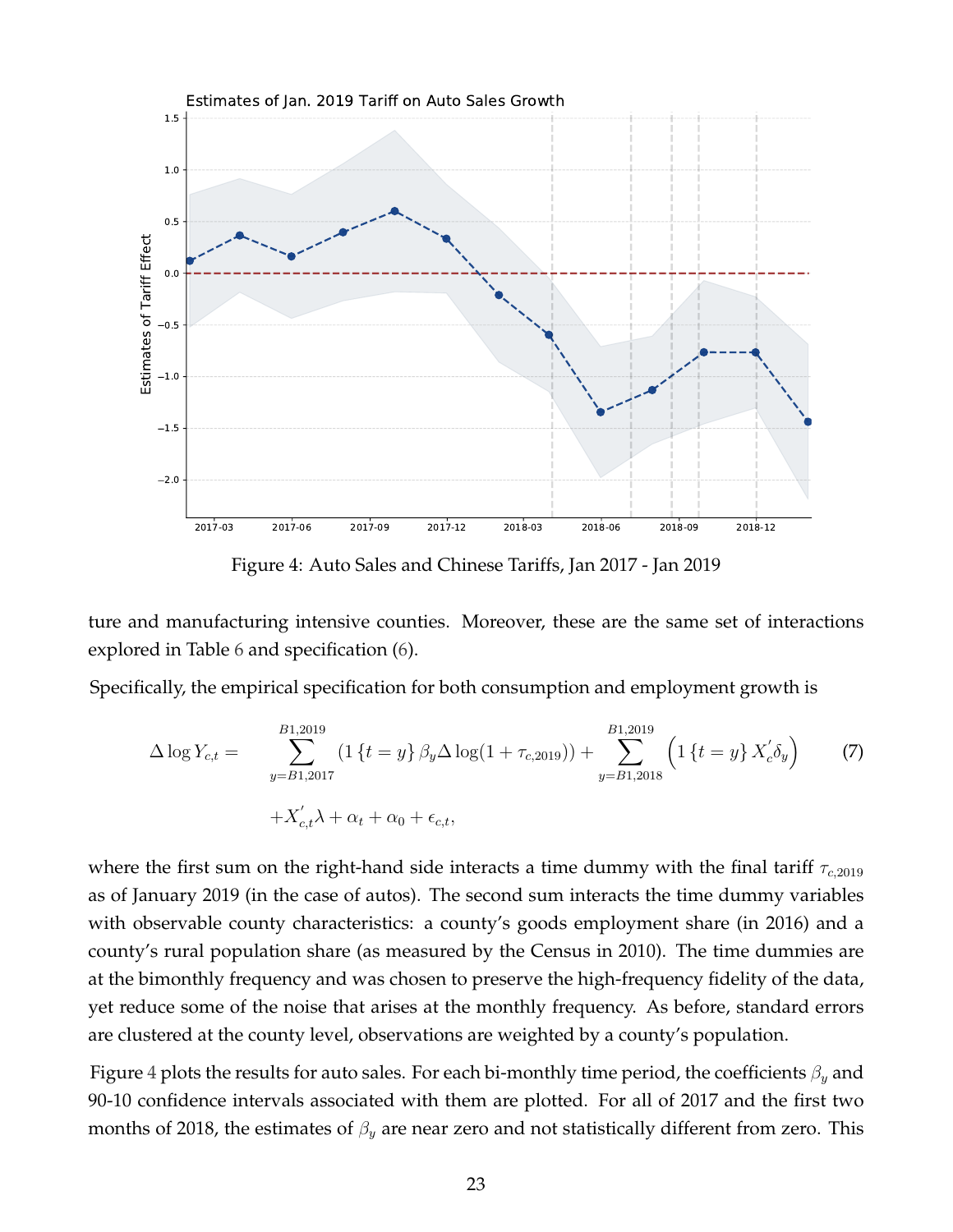Figure 4: Auto Sales and Chinese Tariffs, Jan 2017 - Jan 2019

ture and manufacturing intensive counties. Moreover, these are the same set of interactions explored in Table 6 and specification (6).

Specifically, the empirical specification for both consumption and employment growth is

$$\Delta \log Y_{c,t} = \sum_{y=B1,2017}^{B1,2019} \left(1\{t=y\}\,\beta_y \Delta \log(1+\tau_{c,2019})\right) + \sum_{y=B1,2018}^{B1,2019} \left(1\{t=y\}\,X_c^{'}\delta_y\right) \qquad (7)$$
$$+X_{c,t}^{'}\lambda + \alpha_t + \alpha_0 + \epsilon_{c,t},$$

where the first sum on the right-hand side interacts a time dummy with the final tariff $\tau_{c,2019}$ as of January 2019 (in the case of autos). The second sum interacts the time dummy variables with observable county characteristics: a county's goods employment share (in 2016) and a county's rural population share (as measured by the Census in 2010). The time dummies are at the bimonthly frequency and was chosen to preserve the high-frequency fidelity of the data, yet reduce some of the noise that arises at the monthly frequency. As before, standard errors are clustered at the county level, observations are weighted by a county's population.

Figure 4 plots the results for auto sales. For each bi-monthly time period, the coefficients $\beta_y$ and 90-10 confidence intervals associated with them are plotted. For all of 2017 and the first two months of 2018, the estimates of $\beta_y$ are near zero and not statistically different from zero. This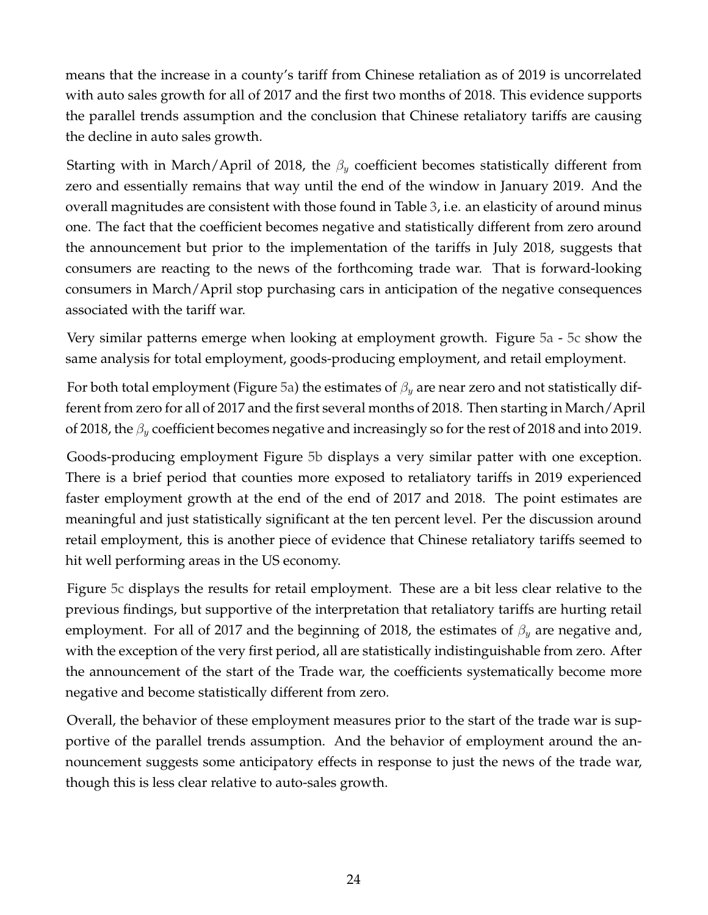means that the increase in a county's tariff from Chinese retaliation as of 2019 is uncorrelated with auto sales growth for all of 2017 and the first two months of 2018. This evidence supports the parallel trends assumption and the conclusion that Chinese retaliatory tariffs are causing the decline in auto sales growth.

Starting with in March/April of 2018, the $\beta_y$ coefficient becomes statistically different from zero and essentially remains that way until the end of the window in January 2019. And the overall magnitudes are consistent with those found in Table 3, i.e. an elasticity of around minus one. The fact that the coefficient becomes negative and statistically different from zero around the announcement but prior to the implementation of the tariffs in July 2018, suggests that consumers are reacting to the news of the forthcoming trade war. That is forward-looking consumers in March/April stop purchasing cars in anticipation of the negative consequences associated with the tariff war.

Very similar patterns emerge when looking at employment growth. Figure 5a - 5c show the same analysis for total employment, goods-producing employment, and retail employment.

For both total employment (Figure 5a) the estimates of $\beta_y$ are near zero and not statistically different from zero for all of 2017 and the first several months of 2018. Then starting in March/April of 2018, the $\beta_y$ coefficient becomes negative and increasingly so for the rest of 2018 and into 2019.

Goods-producing employment Figure 5b displays a very similar patter with one exception. There is a brief period that counties more exposed to retaliatory tariffs in 2019 experienced faster employment growth at the end of the end of 2017 and 2018. The point estimates are meaningful and just statistically significant at the ten percent level. Per the discussion around retail employment, this is another piece of evidence that Chinese retaliatory tariffs seemed to hit well performing areas in the US economy.

Figure 5c displays the results for retail employment. These are a bit less clear relative to the previous findings, but supportive of the interpretation that retaliatory tariffs are hurting retail employment. For all of 2017 and the beginning of 2018, the estimates of $\beta_y$ are negative and, with the exception of the very first period, all are statistically indistinguishable from zero. After the announcement of the start of the Trade war, the coefficients systematically become more negative and become statistically different from zero.

Overall, the behavior of these employment measures prior to the start of the trade war is supportive of the parallel trends assumption. And the behavior of employment around the announcement suggests some anticipatory effects in response to just the news of the trade war, though this is less clear relative to auto-sales growth.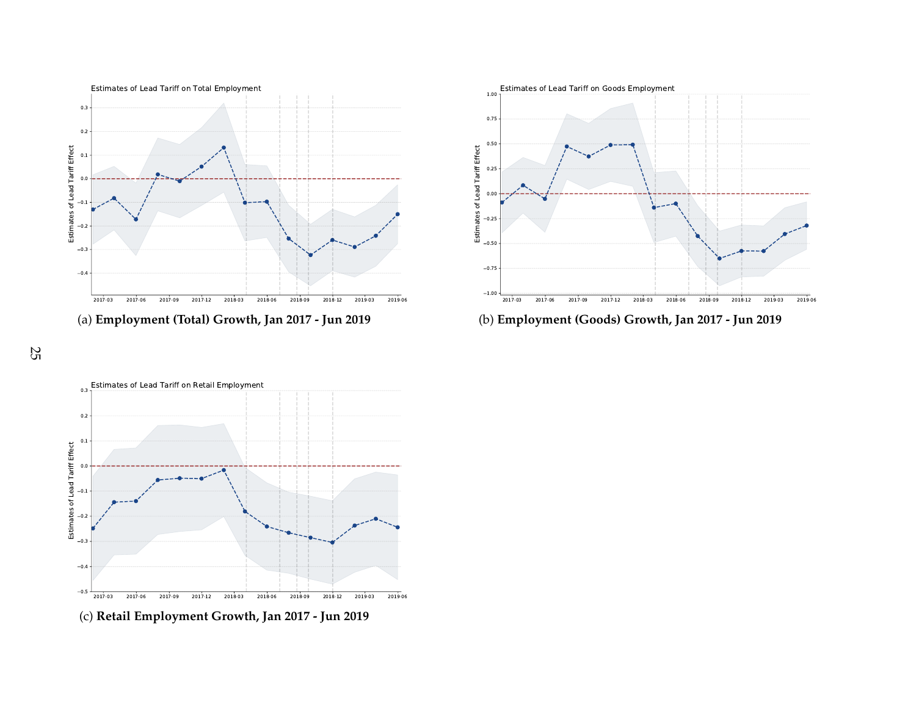(a) **Employment (Total) Growth, Jan 2017 - Jun 2019**

(b) **Employment (Goods) Growth, Jan 2017 - Jun 2019**

(c) **Retail Employment Growth, Jan 2017 - Jun 2019**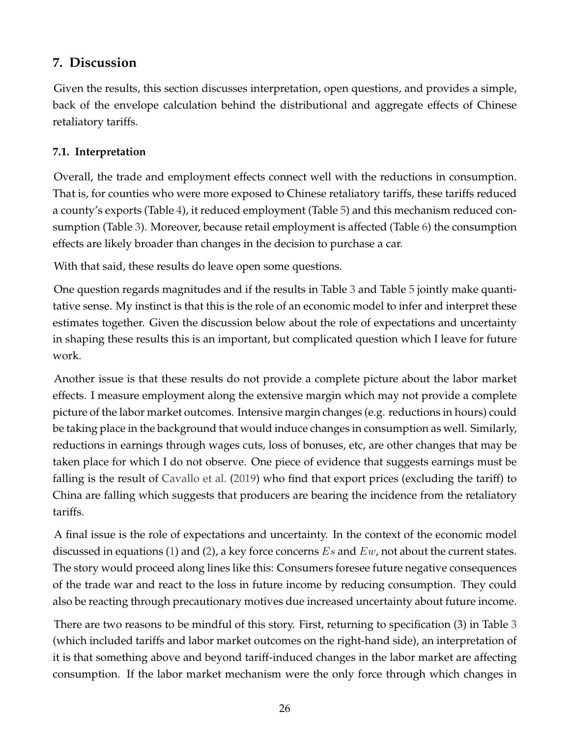## 7. Discussion

Given the results, this section discusses interpretation, open questions, and provides a simple, back of the envelope calculation behind the distributional and aggregate effects of Chinese retaliatory tariffs.

### 7.1. Interpretation

Overall, the trade and employment effects connect well with the reductions in consumption. That is, for counties who were more exposed to Chinese retaliatory tariffs, these tariffs reduced a county's exports (Table 4), it reduced employment (Table 5) and this mechanism reduced consumption (Table 3). Moreover, because retail employment is affected (Table 6) the consumption effects are likely broader than changes in the decision to purchase a car.

With that said, these results do leave open some questions.

One question regards magnitudes and if the results in Table 3 and Table 5 jointly make quantitative sense. My instinct is that this is the role of an economic model to infer and interpret these estimates together. Given the discussion below about the role of expectations and uncertainty in shaping these results this is an important, but complicated question which I leave for future work.

Another issue is that these results do not provide a complete picture about the labor market effects. I measure employment along the extensive margin which may not provide a complete picture of the labor market outcomes. Intensive margin changes (e.g. reductions in hours) could be taking place in the background that would induce changes in consumption as well. Similarly, reductions in earnings through wages cuts, loss of bonuses, etc, are other changes that may be taken place for which I do not observe. One piece of evidence that suggests earnings must be falling is the result of Cavallo et al. (2019) who find that export prices (excluding the tariff) to China are falling which suggests that producers are bearing the incidence from the retaliatory tariffs.

A final issue is the role of expectations and uncertainty. In the context of the economic model discussed in equations (1) and (2), a key force concerns $Es$ and $Ew$, not about the current states. The story would proceed along lines like this: Consumers foresee future negative consequences of the trade war and react to the loss in future income by reducing consumption. They could also be reacting through precautionary motives due increased uncertainty about future income.

There are two reasons to be mindful of this story. First, returning to specification (3) in Table 3 (which included tariffs and labor market outcomes on the right-hand side), an interpretation of it is that something above and beyond tariff-induced changes in the labor market are affecting consumption. If the labor market mechanism were the only force through which changes in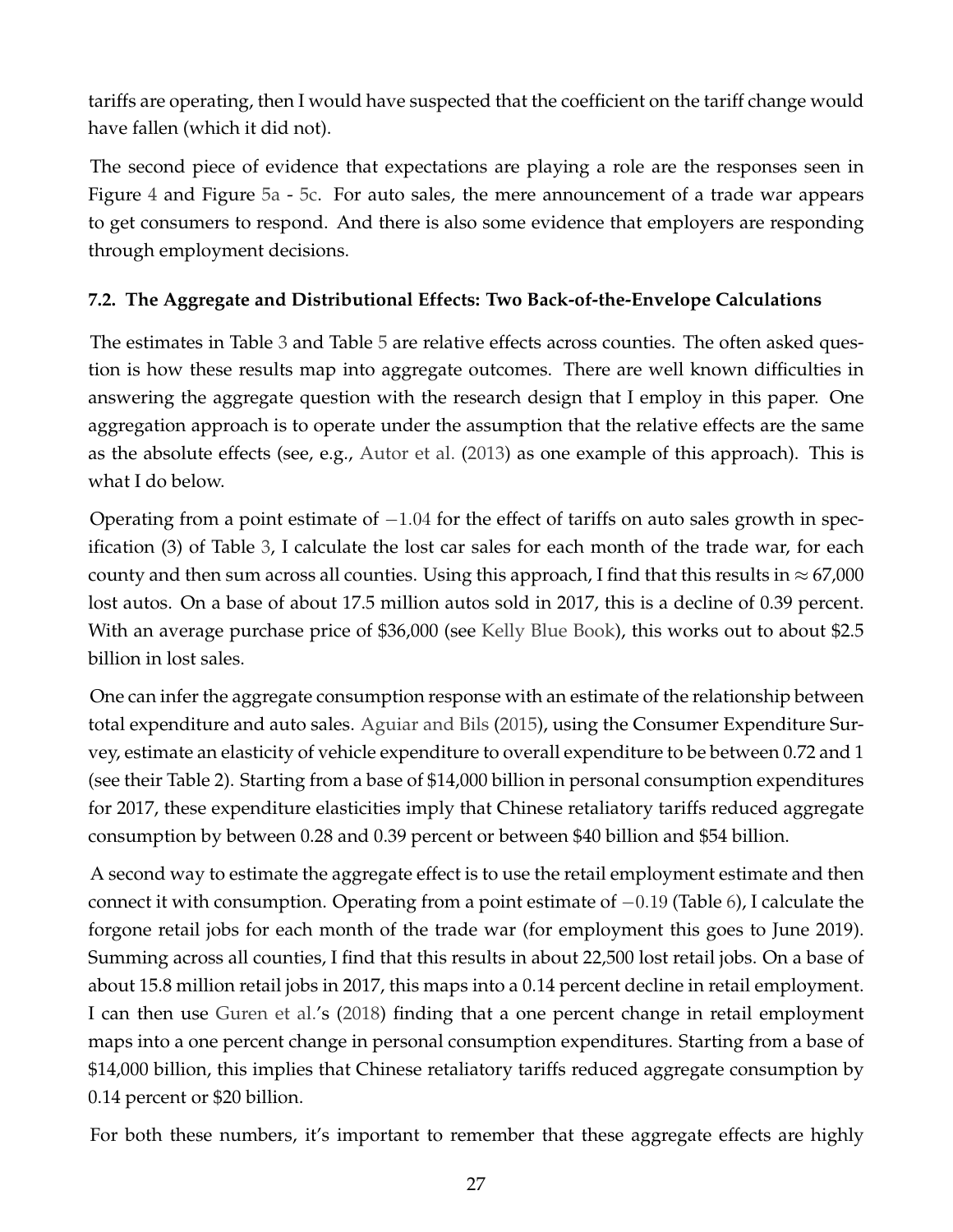tariffs are operating, then I would have suspected that the coefficient on the tariff change would have fallen (which it did not).

The second piece of evidence that expectations are playing a role are the responses seen in Figure 4 and Figure 5a - 5c. For auto sales, the mere announcement of a trade war appears to get consumers to respond. And there is also some evidence that employers are responding through employment decisions.

### 7.2. The Aggregate and Distributional Effects: Two Back-of-the-Envelope Calculations

The estimates in Table 3 and Table 5 are relative effects across counties. The often asked question is how these results map into aggregate outcomes. There are well known difficulties in answering the aggregate question with the research design that I employ in this paper. One aggregation approach is to operate under the assumption that the relative effects are the same as the absolute effects (see, e.g., Autor et al. (2013) as one example of this approach). This is what I do below.

Operating from a point estimate of $-1.04$ for the effect of tariffs on auto sales growth in specification (3) of Table 3, I calculate the lost car sales for each month of the trade war, for each county and then sum across all counties. Using this approach, I find that this results in $\approx 67{,}000$ lost autos. On a base of about 17.5 million autos sold in 2017, this is a decline of 0.39 percent. With an average purchase price of \$36,000 (see Kelly Blue Book), this works out to about \$2.5 billion in lost sales.

One can infer the aggregate consumption response with an estimate of the relationship between total expenditure and auto sales. Aguiar and Bils (2015), using the Consumer Expenditure Survey, estimate an elasticity of vehicle expenditure to overall expenditure to be between 0.72 and 1 (see their Table 2). Starting from a base of \$14,000 billion in personal consumption expenditures for 2017, these expenditure elasticities imply that Chinese retaliatory tariffs reduced aggregate consumption by between 0.28 and 0.39 percent or between \$40 billion and \$54 billion.

A second way to estimate the aggregate effect is to use the retail employment estimate and then connect it with consumption. Operating from a point estimate of $-0.19$ (Table 6), I calculate the forgone retail jobs for each month of the trade war (for employment this goes to June 2019). Summing across all counties, I find that this results in about 22,500 lost retail jobs. On a base of about 15.8 million retail jobs in 2017, this maps into a 0.14 percent decline in retail employment. I can then use Guren et al.'s (2018) finding that a one percent change in retail employment maps into a one percent change in personal consumption expenditures. Starting from a base of \$14,000 billion, this implies that Chinese retaliatory tariffs reduced aggregate consumption by 0.14 percent or \$20 billion.

For both these numbers, it's important to remember that these aggregate effects are highly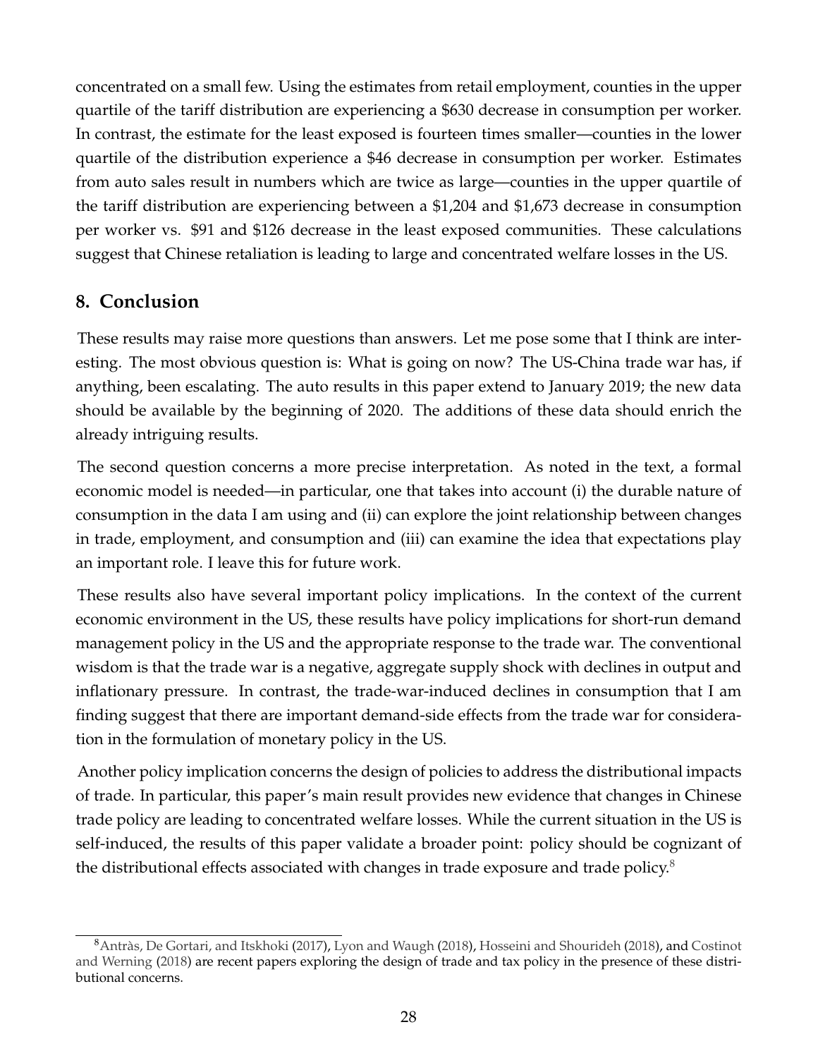concentrated on a small few. Using the estimates from retail employment, counties in the upper quartile of the tariff distribution are experiencing a $630 decrease in consumption per worker. In contrast, the estimate for the least exposed is fourteen times smaller—counties in the lower quartile of the distribution experience a $46 decrease in consumption per worker. Estimates from auto sales result in numbers which are twice as large—counties in the upper quartile of the tariff distribution are experiencing between a $1,204 and $1,673 decrease in consumption per worker vs. $91 and $126 decrease in the least exposed communities. These calculations suggest that Chinese retaliation is leading to large and concentrated welfare losses in the US.

## 8. Conclusion

These results may raise more questions than answers. Let me pose some that I think are interesting. The most obvious question is: What is going on now? The US-China trade war has, if anything, been escalating. The auto results in this paper extend to January 2019; the new data should be available by the beginning of 2020. The additions of these data should enrich the already intriguing results.

The second question concerns a more precise interpretation. As noted in the text, a formal economic model is needed—in particular, one that takes into account (i) the durable nature of consumption in the data I am using and (ii) can explore the joint relationship between changes in trade, employment, and consumption and (iii) can examine the idea that expectations play an important role. I leave this for future work.

These results also have several important policy implications. In the context of the current economic environment in the US, these results have policy implications for short-run demand management policy in the US and the appropriate response to the trade war. The conventional wisdom is that the trade war is a negative, aggregate supply shock with declines in output and inflationary pressure. In contrast, the trade-war-induced declines in consumption that I am finding suggest that there are important demand-side effects from the trade war for consideration in the formulation of monetary policy in the US.

Another policy implication concerns the design of policies to address the distributional impacts of trade. In particular, this paper's main result provides new evidence that changes in Chinese trade policy are leading to concentrated welfare losses. While the current situation in the US is self-induced, the results of this paper validate a broader point: policy should be cognizant of the distributional effects associated with changes in trade exposure and trade policy.[8]

[8] Antràs, De Gortari, and Itskhoki (2017), Lyon and Waugh (2018), Hosseini and Shourideh (2018), and Costinot and Werning (2018) are recent papers exploring the design of trade and tax policy in the presence of these distributional concerns.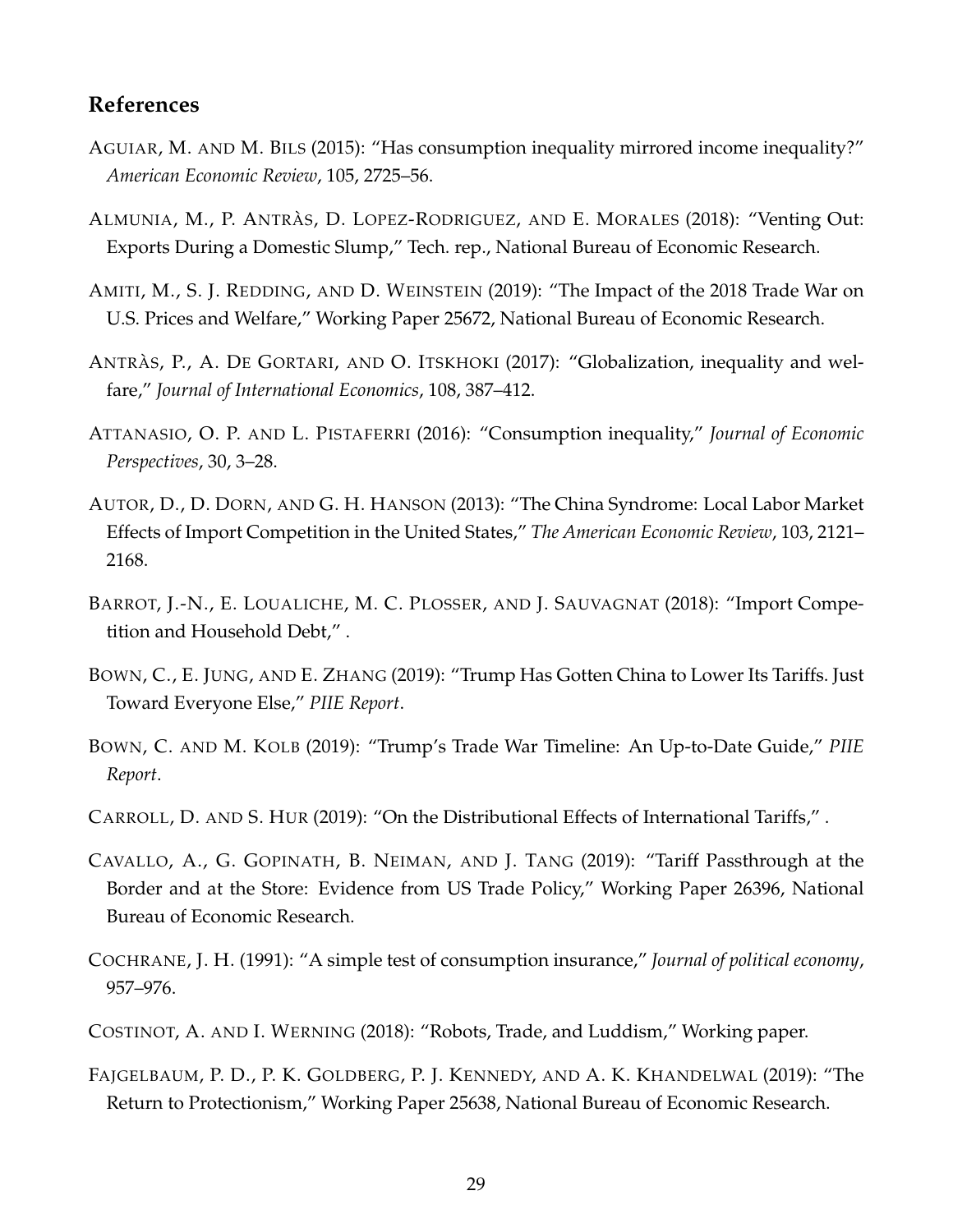## References

Aguiar, M. and M. Bils (2015): "Has consumption inequality mirrored income inequality?" *American Economic Review*, 105, 2725–56.

Almunia, M., P. Antràs, D. Lopez-Rodriguez, and E. Morales (2018): "Venting Out: Exports During a Domestic Slump," Tech. rep., National Bureau of Economic Research.

Amiti, M., S. J. Redding, and D. Weinstein (2019): "The Impact of the 2018 Trade War on U.S. Prices and Welfare," Working Paper 25672, National Bureau of Economic Research.

Antràs, P., A. De Gortari, and O. Itskhoki (2017): "Globalization, inequality and welfare," *Journal of International Economics*, 108, 387–412.

Attanasio, O. P. and L. Pistaferri (2016): "Consumption inequality," *Journal of Economic Perspectives*, 30, 3–28.

Autor, D., D. Dorn, and G. H. Hanson (2013): "The China Syndrome: Local Labor Market Effects of Import Competition in the United States," *The American Economic Review*, 103, 2121–2168.

Barrot, J.-N., E. Loualiche, M. C. Plosser, and J. Sauvagnat (2018): "Import Competition and Household Debt," .

Bown, C., E. Jung, and E. Zhang (2019): "Trump Has Gotten China to Lower Its Tariffs. Just Toward Everyone Else," *PIIE Report*.

Bown, C. and M. Kolb (2019): "Trump's Trade War Timeline: An Up-to-Date Guide," *PIIE Report*.

Carroll, D. and S. Hur (2019): "On the Distributional Effects of International Tariffs," .

Cavallo, A., G. Gopinath, B. Neiman, and J. Tang (2019): "Tariff Passthrough at the Border and at the Store: Evidence from US Trade Policy," Working Paper 26396, National Bureau of Economic Research.

Cochrane, J. H. (1991): "A simple test of consumption insurance," *Journal of political economy*, 957–976.

Costinot, A. and I. Werning (2018): "Robots, Trade, and Luddism," Working paper.

Fajgelbaum, P. D., P. K. Goldberg, P. J. Kennedy, and A. K. Khandelwal (2019): "The Return to Protectionism," Working Paper 25638, National Bureau of Economic Research.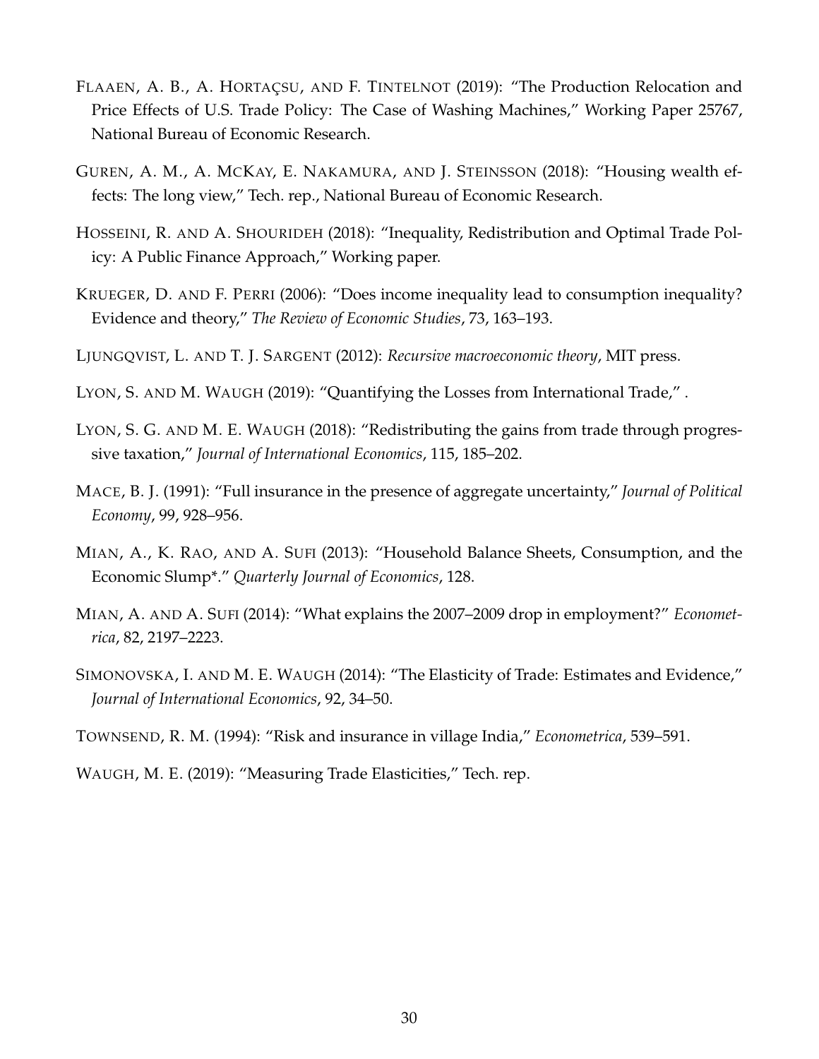FLAAEN, A. B., A. HORTAÇSU, AND F. TINTELNOT (2019): "The Production Relocation and Price Effects of U.S. Trade Policy: The Case of Washing Machines," Working Paper 25767, National Bureau of Economic Research.

GUREN, A. M., A. MCKAY, E. NAKAMURA, AND J. STEINSSON (2018): "Housing wealth effects: The long view," Tech. rep., National Bureau of Economic Research.

HOSSEINI, R. AND A. SHOURIDEH (2018): "Inequality, Redistribution and Optimal Trade Policy: A Public Finance Approach," Working paper.

KRUEGER, D. AND F. PERRI (2006): "Does income inequality lead to consumption inequality? Evidence and theory," *The Review of Economic Studies*, 73, 163–193.

LJUNGQVIST, L. AND T. J. SARGENT (2012): *Recursive macroeconomic theory*, MIT press.

LYON, S. AND M. WAUGH (2019): "Quantifying the Losses from International Trade," .

LYON, S. G. AND M. E. WAUGH (2018): "Redistributing the gains from trade through progressive taxation," *Journal of International Economics*, 115, 185–202.

MACE, B. J. (1991): "Full insurance in the presence of aggregate uncertainty," *Journal of Political Economy*, 99, 928–956.

MIAN, A., K. RAO, AND A. SUFI (2013): "Household Balance Sheets, Consumption, and the Economic Slump*." *Quarterly Journal of Economics*, 128.

MIAN, A. AND A. SUFI (2014): "What explains the 2007–2009 drop in employment?" *Econometrica*, 82, 2197–2223.

SIMONOVSKA, I. AND M. E. WAUGH (2014): "The Elasticity of Trade: Estimates and Evidence," *Journal of International Economics*, 92, 34–50.

TOWNSEND, R. M. (1994): "Risk and insurance in village India," *Econometrica*, 539–591.

WAUGH, M. E. (2019): "Measuring Trade Elasticities," Tech. rep.